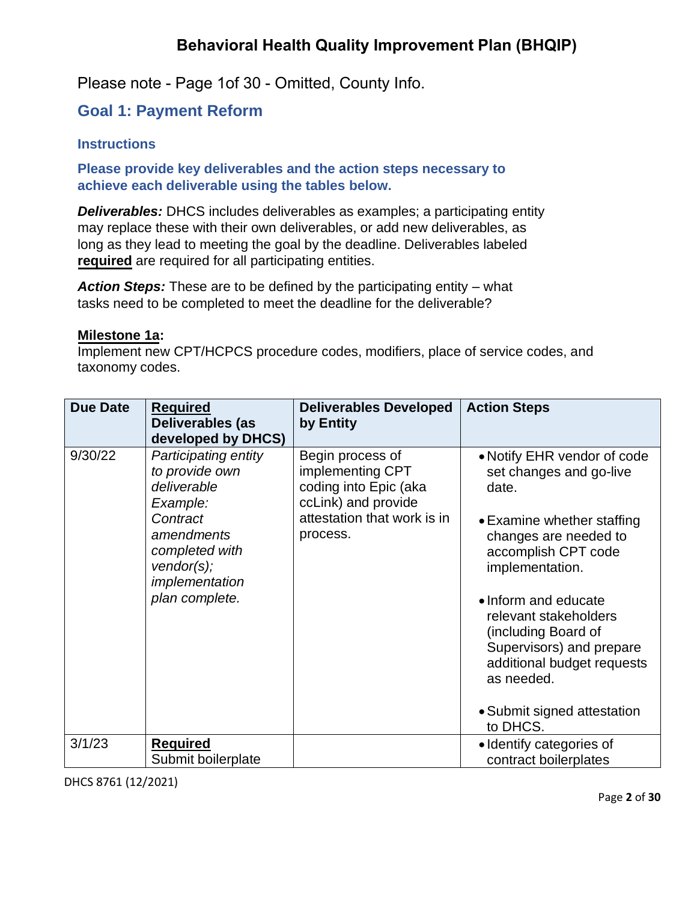# Behavioral Health Quality Improvement Plan (BHQIP)

Please note - Page 1of 30 - Omitted, County Info.

## Goal 1: Payment Reform

### Instructions

**Please provide key deliverables and the action steps necessary to achieve each deliverable using the tables below.**

***Deliverables:*** DHCS includes deliverables as examples; a participating entity may replace these with their own deliverables, or add new deliverables, as long as they lead to meeting the goal by the deadline. Deliverables labeled **required** are required for all participating entities.

***Action Steps:*** These are to be defined by the participating entity – what tasks need to be completed to meet the deadline for the deliverable?

**Milestone 1a:**
Implement new CPT/HCPCS procedure codes, modifiers, place of service codes, and taxonomy codes.

| Due Date | **Required** Deliverables (as developed by DHCS) | Deliverables Developed by Entity | Action Steps |
|---|---|---|---|
| 9/30/22 | *Participating entity to provide own deliverable Example: Contract amendments completed with vendor(s); implementation plan complete.* | Begin process of implementing CPT coding into Epic (aka ccLink) and provide attestation that work is in process. | • Notify EHR vendor of code set changes and go-live date.<br>• Examine whether staffing changes are needed to accomplish CPT code implementation.<br>• Inform and educate relevant stakeholders (including Board of Supervisors) and prepare additional budget requests as needed.<br>• Submit signed attestation to DHCS. |
| 3/1/23 | **Required** Submit boilerplate | | • Identify categories of contract boilerplates |

DHCS 8761 (12/2021)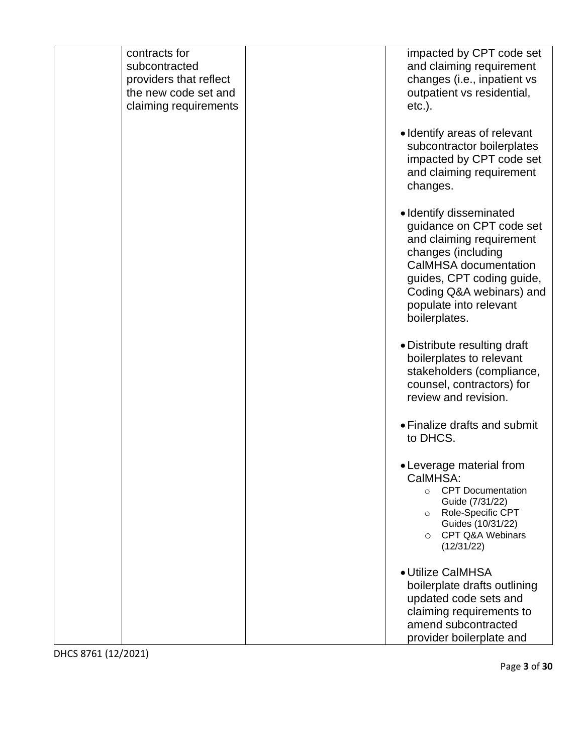| | | | |
|---|---|---|---|
| | contracts for subcontracted providers that reflect the new code set and claiming requirements | | impacted by CPT code set and claiming requirement changes (i.e., inpatient vs outpatient vs residential, etc.).<br><br>• Identify areas of relevant subcontractor boilerplates impacted by CPT code set and claiming requirement changes.<br><br>• Identify disseminated guidance on CPT code set and claiming requirement changes (including CalMHSA documentation guides, CPT coding guide, Coding Q&A webinars) and populate into relevant boilerplates.<br><br>• Distribute resulting draft boilerplates to relevant stakeholders (compliance, counsel, contractors) for review and revision.<br><br>• Finalize drafts and submit to DHCS.<br><br>• Leverage material from CalMHSA:<br>&nbsp;&nbsp;&nbsp;&nbsp;○ CPT Documentation Guide (7/31/22)<br>&nbsp;&nbsp;&nbsp;&nbsp;○ Role-Specific CPT Guides (10/31/22)<br>&nbsp;&nbsp;&nbsp;&nbsp;○ CPT Q&A Webinars (12/31/22)<br><br>• Utilize CalMHSA boilerplate drafts outlining updated code sets and claiming requirements to amend subcontracted provider boilerplate and |

DHCS 8761 (12/2021)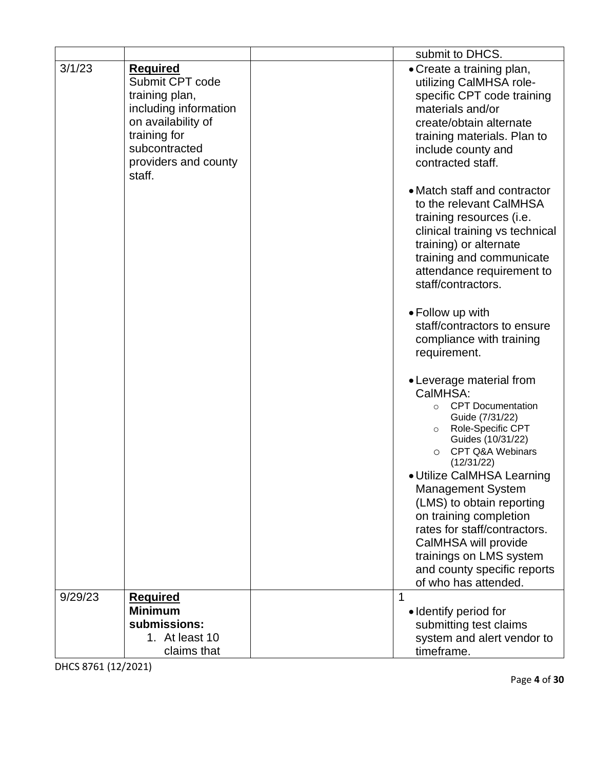| | | | |
|---|---|---|---|
| | | | submit to DHCS. |
| 3/1/23 | **Required**<br>Submit CPT code training plan, including information on availability of training for subcontracted providers and county staff. | | • Create a training plan, utilizing CalMHSA role-specific CPT code training materials and/or create/obtain alternate training materials. Plan to include county and contracted staff.<br><br>• Match staff and contractor to the relevant CalMHSA training resources (i.e. clinical training vs technical training) or alternate training and communicate attendance requirement to staff/contractors.<br><br>• Follow up with staff/contractors to ensure compliance with training requirement.<br><br>• Leverage material from CalMHSA:<br>  ○ CPT Documentation Guide (7/31/22)<br>  ○ Role-Specific CPT Guides (10/31/22)<br>  ○ CPT Q&A Webinars (12/31/22)<br>• Utilize CalMHSA Learning Management System (LMS) to obtain reporting on training completion rates for staff/contractors. CalMHSA will provide trainings on LMS system and county specific reports of who has attended. |
| 9/29/23 | **Required**<br>**Minimum submissions:**<br>1. At least 10 claims that | | 1<br>• Identify period for submitting test claims system and alert vendor to timeframe. |

DHCS 8761 (12/2021)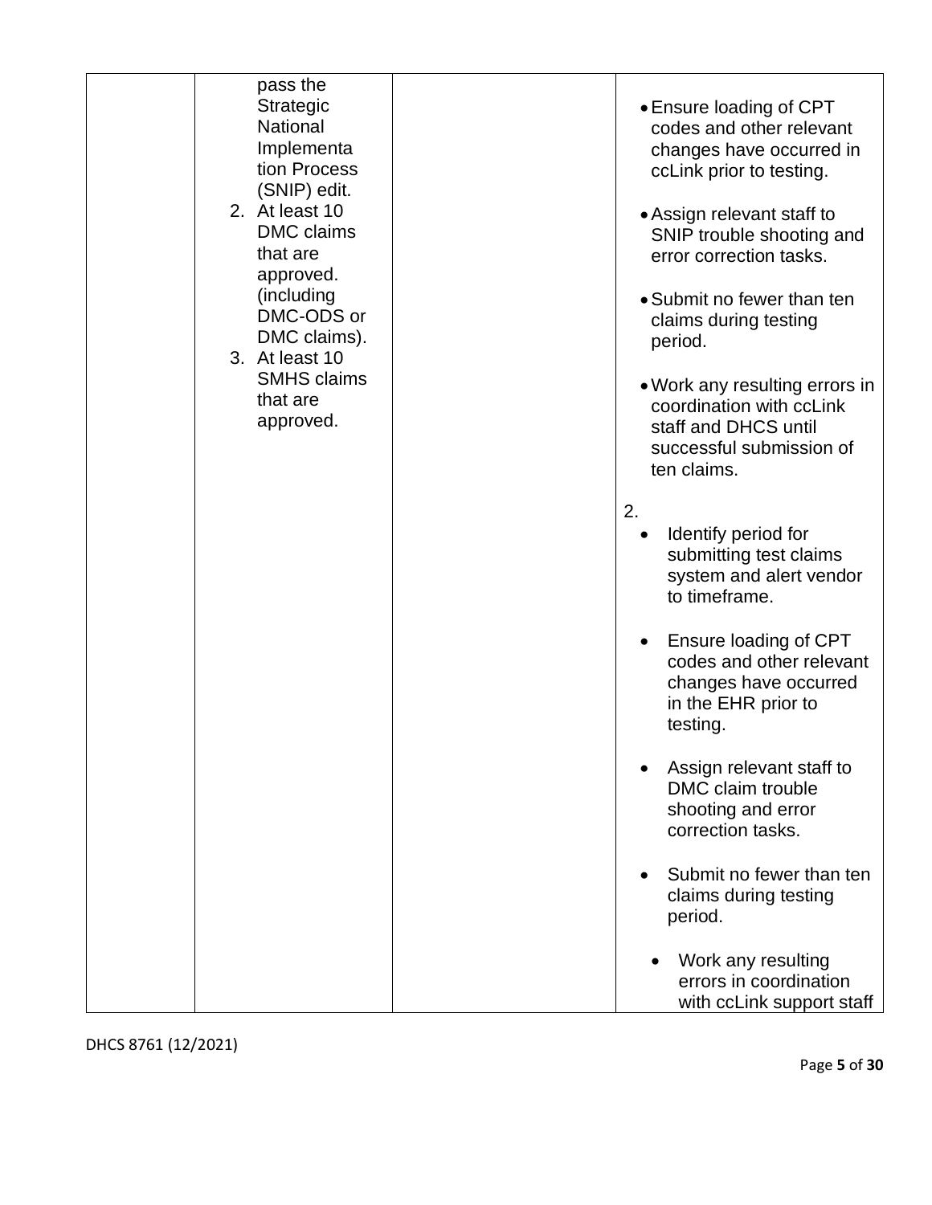| | | | |
|---|---|---|---|
| | pass the Strategic National Implementation Process (SNIP) edit.<br>2. At least 10 DMC claims that are approved. (including DMC-ODS or DMC claims).<br>3. At least 10 SMHS claims that are approved. | | • Ensure loading of CPT codes and other relevant changes have occurred in ccLink prior to testing.<br><br>• Assign relevant staff to SNIP trouble shooting and error correction tasks.<br><br>• Submit no fewer than ten claims during testing period.<br><br>• Work any resulting errors in coordination with ccLink staff and DHCS until successful submission of ten claims.<br><br>2.<br>• Identify period for submitting test claims system and alert vendor to timeframe.<br><br>• Ensure loading of CPT codes and other relevant changes have occurred in the EHR prior to testing.<br><br>• Assign relevant staff to DMC claim trouble shooting and error correction tasks.<br><br>• Submit no fewer than ten claims during testing period.<br><br>• Work any resulting errors in coordination with ccLink support staff |

DHCS 8761 (12/2021)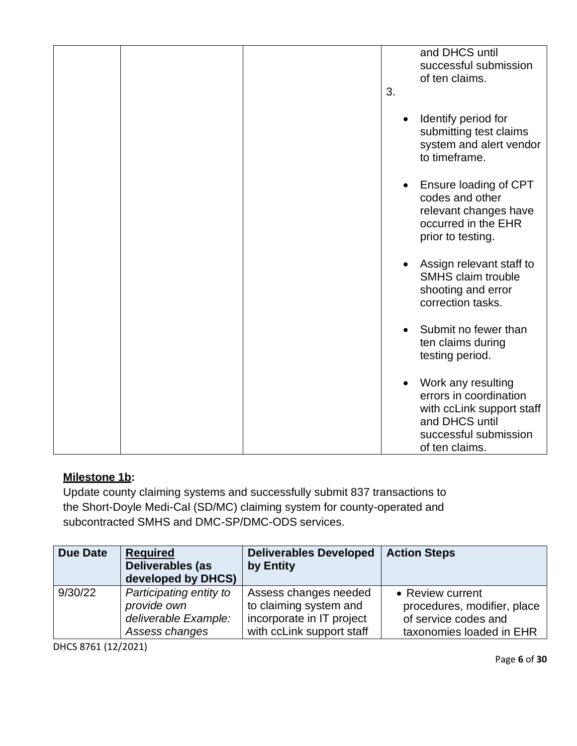| | | | |
|---|---|---|---|
| | | | and DHCS until successful submission of ten claims.<br>3.<br>• Identify period for submitting test claims system and alert vendor to timeframe.<br>• Ensure loading of CPT codes and other relevant changes have occurred in the EHR prior to testing.<br>• Assign relevant staff to SMHS claim trouble shooting and error correction tasks.<br>• Submit no fewer than ten claims during testing period.<br>• Work any resulting errors in coordination with ccLink support staff and DHCS until successful submission of ten claims. |

**Milestone 1b:**

Update county claiming systems and successfully submit 837 transactions to the Short-Doyle Medi-Cal (SD/MC) claiming system for county-operated and subcontracted SMHS and DMC-SP/DMC-ODS services.

| Due Date | Required Deliverables (as developed by DHCS) | Deliverables Developed by Entity | Action Steps |
|---|---|---|---|
| 9/30/22 | *Participating entity to provide own deliverable Example: Assess changes* | Assess changes needed to claiming system and incorporate in IT project with ccLink support staff | • Review current procedures, modifier, place of service codes and taxonomies loaded in EHR |

DHCS 8761 (12/2021)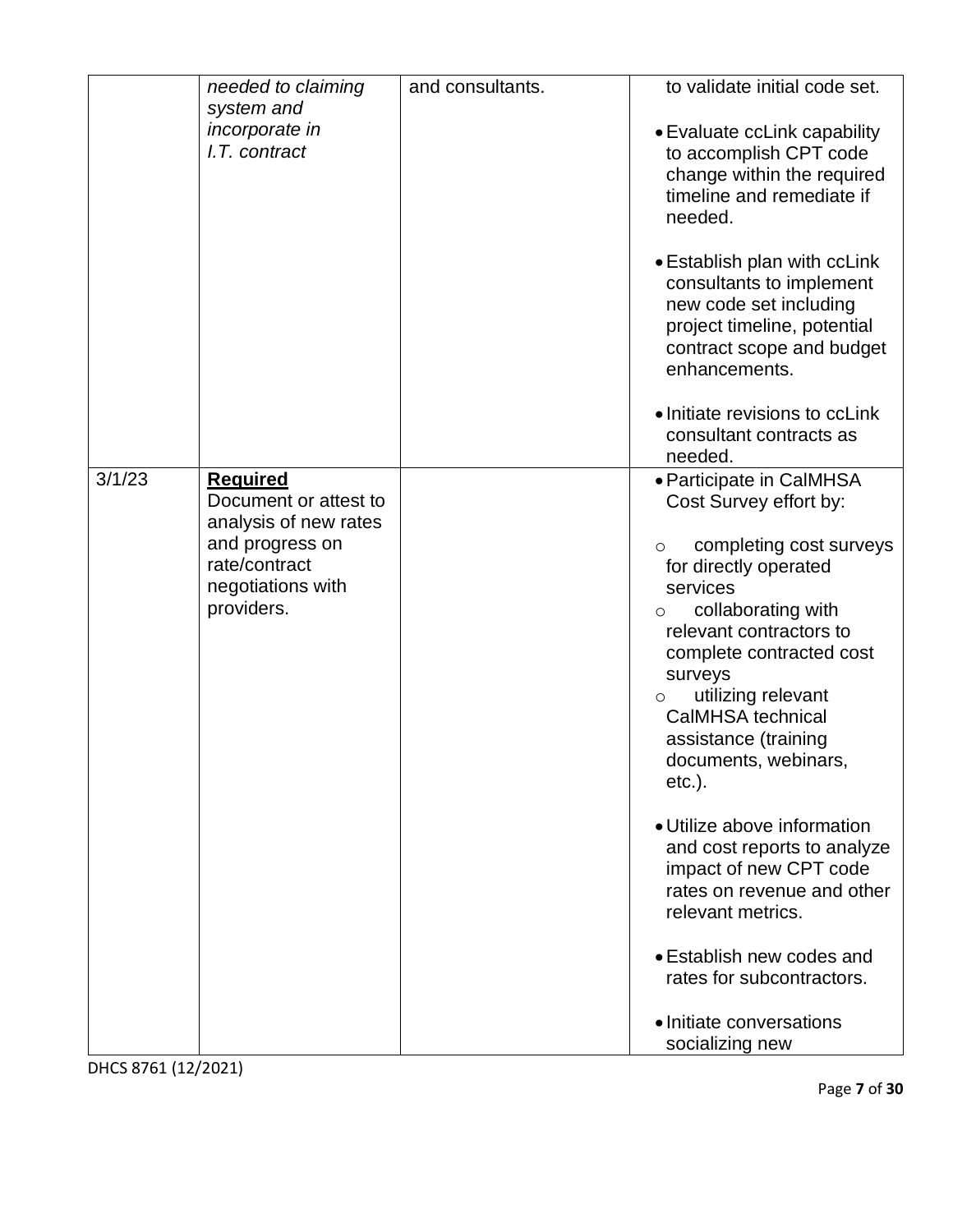| | | | |
|---|---|---|---|
| | *needed to claiming system and incorporate in I.T. contract* | and consultants. | to validate initial code set.<br><br>• Evaluate ccLink capability to accomplish CPT code change within the required timeline and remediate if needed.<br><br>• Establish plan with ccLink consultants to implement new code set including project timeline, potential contract scope and budget enhancements.<br><br>• Initiate revisions to ccLink consultant contracts as needed. |
| 3/1/23 | **<u>Required</u>**<br>Document or attest to analysis of new rates and progress on rate/contract negotiations with providers. | | • Participate in CalMHSA Cost Survey effort by:<br><br>○ completing cost surveys for directly operated services<br>○ collaborating with relevant contractors to complete contracted cost surveys<br>○ utilizing relevant CalMHSA technical assistance (training documents, webinars, etc.).<br><br>• Utilize above information and cost reports to analyze impact of new CPT code rates on revenue and other relevant metrics.<br><br>• Establish new codes and rates for subcontractors.<br><br>• Initiate conversations socializing new |

DHCS 8761 (12/2021)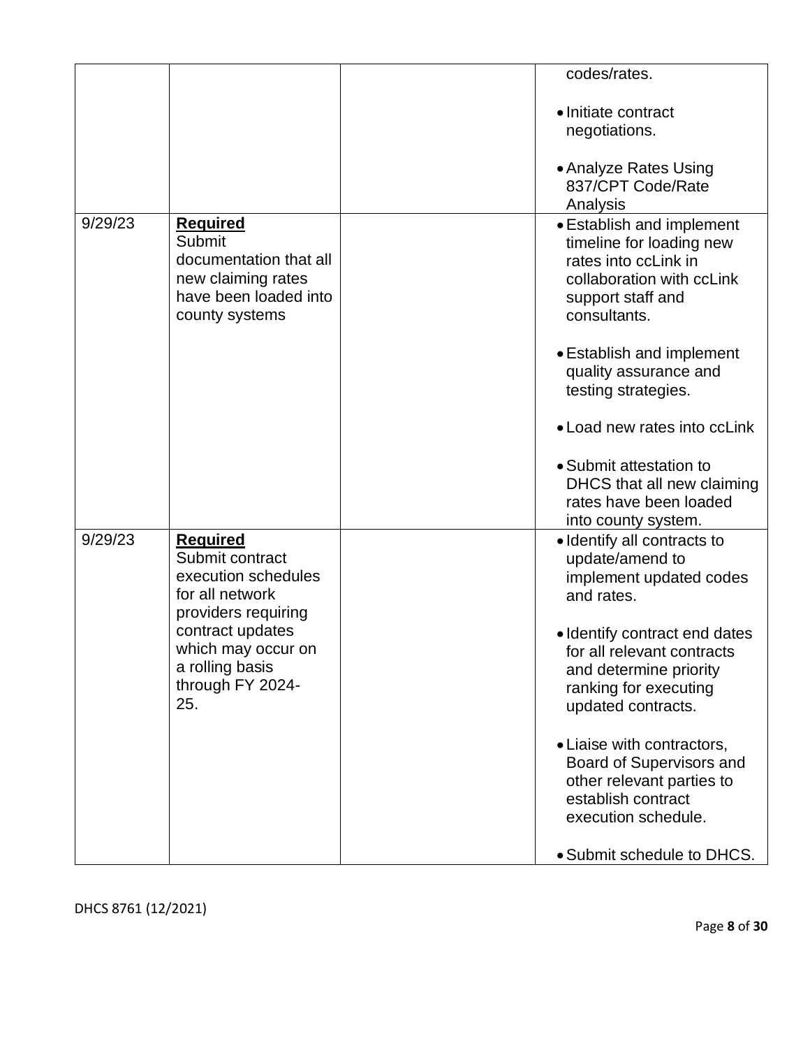| | | | |
|---|---|---|---|
| | | | codes/rates. <br><br> • Initiate contract negotiations. <br><br> • Analyze Rates Using 837/CPT Code/Rate Analysis |
| 9/29/23 | **Required** <br> Submit documentation that all new claiming rates have been loaded into county systems | | • Establish and implement timeline for loading new rates into ccLink in collaboration with ccLink support staff and consultants. <br><br> • Establish and implement quality assurance and testing strategies. <br><br> • Load new rates into ccLink <br><br> • Submit attestation to DHCS that all new claiming rates have been loaded into county system. |
| 9/29/23 | **Required** <br> Submit contract execution schedules for all network providers requiring contract updates which may occur on a rolling basis through FY 2024-25. | | • Identify all contracts to update/amend to implement updated codes and rates. <br><br> • Identify contract end dates for all relevant contracts and determine priority ranking for executing updated contracts. <br><br> • Liaise with contractors, Board of Supervisors and other relevant parties to establish contract execution schedule. <br><br> • Submit schedule to DHCS. |

DHCS 8761 (12/2021)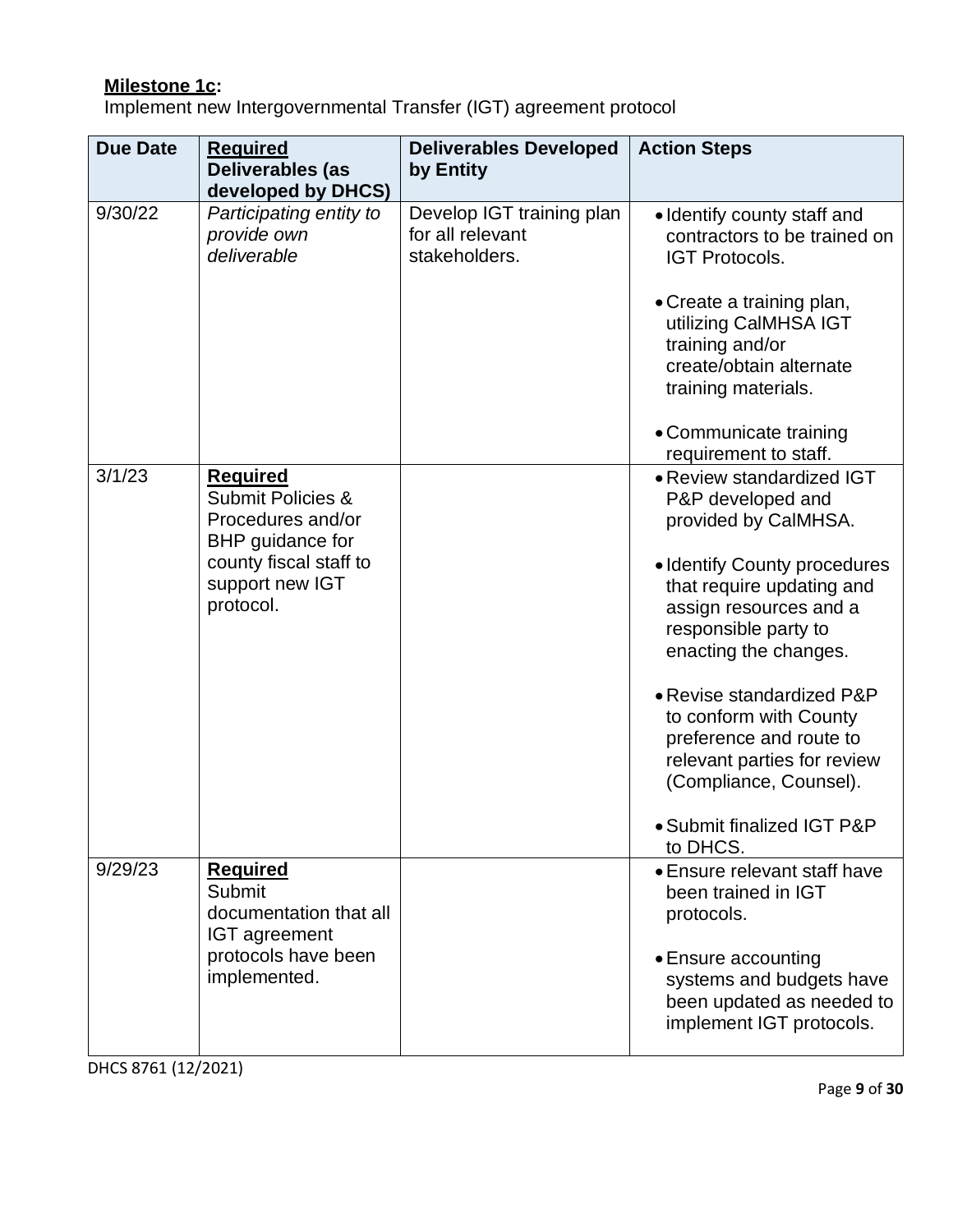**Milestone 1c:**
Implement new Intergovernmental Transfer (IGT) agreement protocol

| Due Date | Required Deliverables (as developed by DHCS) | Deliverables Developed by Entity | Action Steps |
|---|---|---|---|
| 9/30/22 | *Participating entity to provide own deliverable* | Develop IGT training plan for all relevant stakeholders. | • Identify county staff and contractors to be trained on IGT Protocols.<br>• Create a training plan, utilizing CalMHSA IGT training and/or create/obtain alternate training materials.<br>• Communicate training requirement to staff. |
| 3/1/23 | **Required**<br>Submit Policies & Procedures and/or BHP guidance for county fiscal staff to support new IGT protocol. | | • Review standardized IGT P&P developed and provided by CalMHSA.<br>• Identify County procedures that require updating and assign resources and a responsible party to enacting the changes.<br>• Revise standardized P&P to conform with County preference and route to relevant parties for review (Compliance, Counsel).<br>• Submit finalized IGT P&P to DHCS. |
| 9/29/23 | **Required**<br>Submit documentation that all IGT agreement protocols have been implemented. | | • Ensure relevant staff have been trained in IGT protocols.<br>• Ensure accounting systems and budgets have been updated as needed to implement IGT protocols. |

DHCS 8761 (12/2021)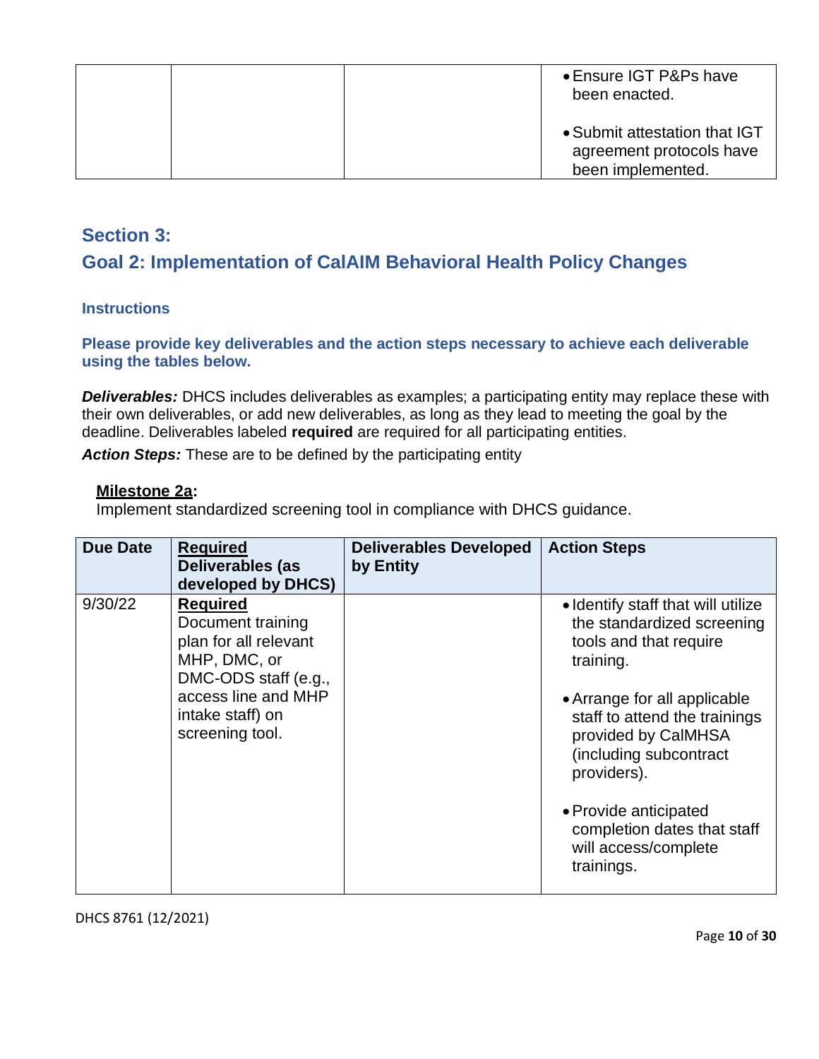| | | | |
|---|---|---|---|
| | | | • Ensure IGT P&Ps have been enacted.<br><br>• Submit attestation that IGT agreement protocols have been implemented. |

## Section 3:

## Goal 2: Implementation of CalAIM Behavioral Health Policy Changes

### Instructions

**Please provide key deliverables and the action steps necessary to achieve each deliverable using the tables below.**

***Deliverables:*** DHCS includes deliverables as examples; a participating entity may replace these with their own deliverables, or add new deliverables, as long as they lead to meeting the goal by the deadline. Deliverables labeled **required** are required for all participating entities.

***Action Steps:*** These are to be defined by the participating entity

**Milestone 2a:**
Implement standardized screening tool in compliance with DHCS guidance.

| Due Date | Required Deliverables (as developed by DHCS) | Deliverables Developed by Entity | Action Steps |
|---|---|---|---|
| 9/30/22 | **Required**<br>Document training plan for all relevant MHP, DMC, or DMC-ODS staff (e.g., access line and MHP intake staff) on screening tool. | | • Identify staff that will utilize the standardized screening tools and that require training.<br><br>• Arrange for all applicable staff to attend the trainings provided by CalMHSA (including subcontract providers).<br><br>• Provide anticipated completion dates that staff will access/complete trainings. |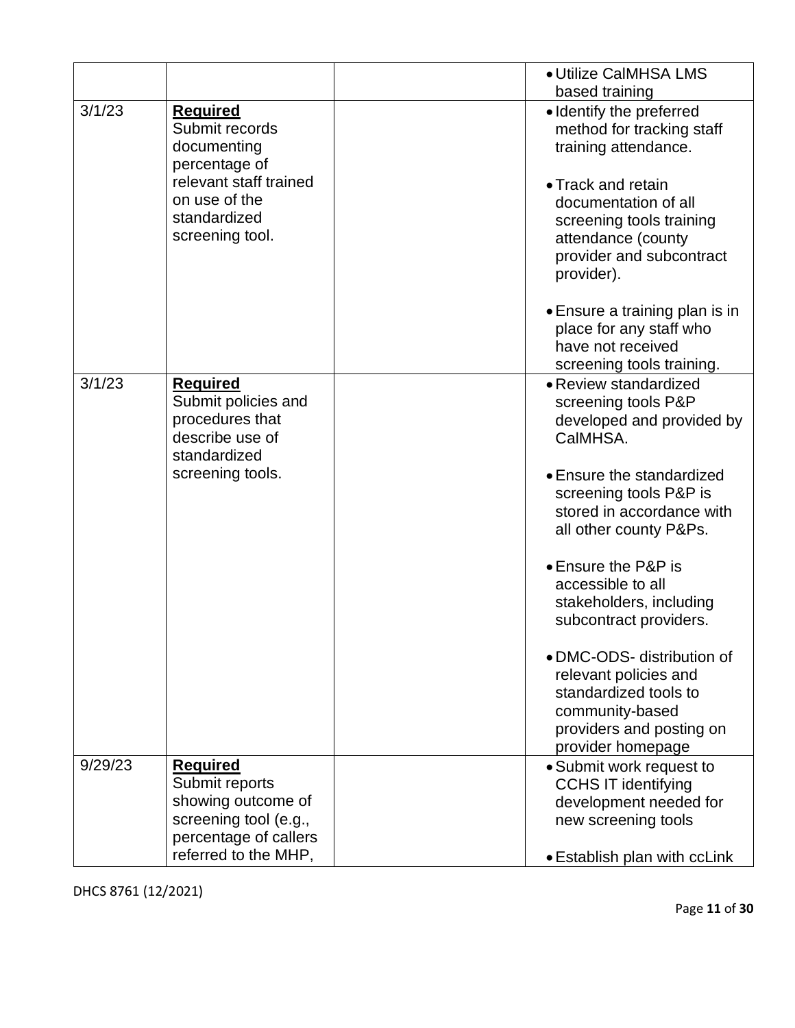| | | | |
|---|---|---|---|
| | | | • Utilize CalMHSA LMS based training |
| 3/1/23 | **Required**<br>Submit records documenting percentage of relevant staff trained on use of the standardized screening tool. | | • Identify the preferred method for tracking staff training attendance.<br><br>• Track and retain documentation of all screening tools training attendance (county provider and subcontract provider).<br><br>• Ensure a training plan is in place for any staff who have not received screening tools training. |
| 3/1/23 | **Required**<br>Submit policies and procedures that describe use of standardized screening tools. | | • Review standardized screening tools P&P developed and provided by CalMHSA.<br><br>• Ensure the standardized screening tools P&P is stored in accordance with all other county P&Ps.<br><br>• Ensure the P&P is accessible to all stakeholders, including subcontract providers.<br><br>• DMC-ODS- distribution of relevant policies and standardized tools to community-based providers and posting on provider homepage |
| 9/29/23 | **Required**<br>Submit reports showing outcome of screening tool (e.g., percentage of callers referred to the MHP, | | • Submit work request to CCHS IT identifying development needed for new screening tools<br><br>• Establish plan with ccLink |

DHCS 8761 (12/2021)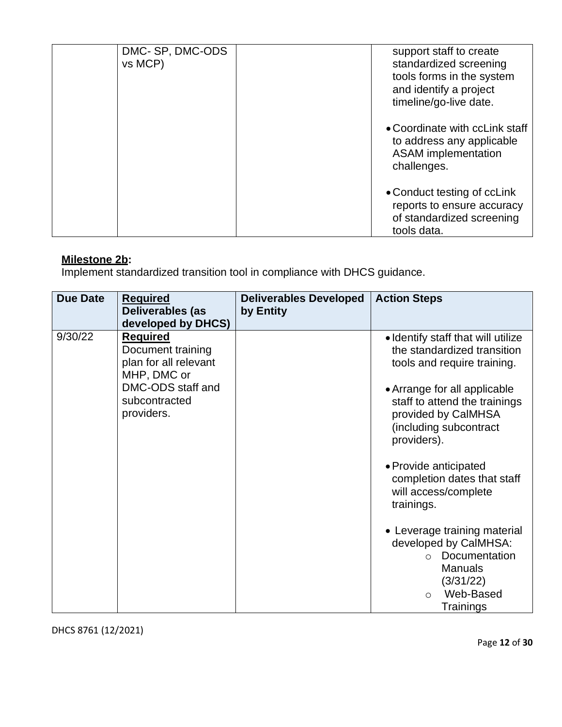| | | | |
|---|---|---|---|
| | DMC- SP, DMC-ODS vs MCP) | | support staff to create standardized screening tools forms in the system and identify a project timeline/go-live date.<br><br>• Coordinate with ccLink staff to address any applicable ASAM implementation challenges.<br><br>• Conduct testing of ccLink reports to ensure accuracy of standardized screening tools data. |

**Milestone 2b:**
Implement standardized transition tool in compliance with DHCS guidance.

| Due Date | Required Deliverables (as developed by DHCS) | Deliverables Developed by Entity | Action Steps |
|---|---|---|---|
| 9/30/22 | **Required**<br>Document training plan for all relevant MHP, DMC or DMC-ODS staff and subcontracted providers. | | • Identify staff that will utilize the standardized transition tools and require training.<br><br>• Arrange for all applicable staff to attend the trainings provided by CalMHSA (including subcontract providers).<br><br>• Provide anticipated completion dates that staff will access/complete trainings.<br><br>• Leverage training material developed by CalMHSA:<br>o Documentation Manuals (3/31/22)<br>o Web-Based Trainings |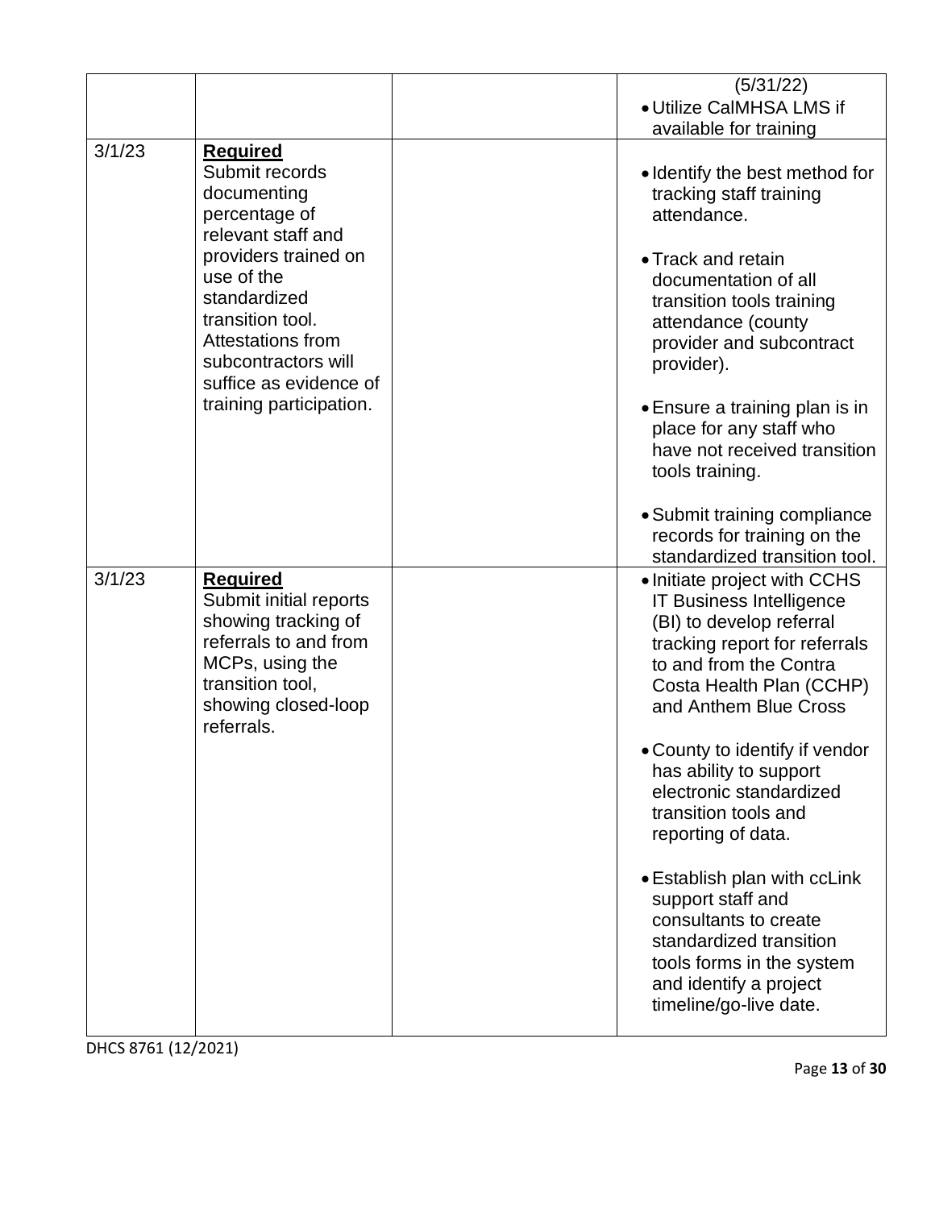| | | | |
|---|---|---|---|
| | | | (5/31/22)<br>• Utilize CalMHSA LMS if available for training |
| 3/1/23 | **Required**<br>Submit records documenting percentage of relevant staff and providers trained on use of the standardized transition tool. Attestations from subcontractors will suffice as evidence of training participation. | | • Identify the best method for tracking staff training attendance.<br>• Track and retain documentation of all transition tools training attendance (county provider and subcontract provider).<br>• Ensure a training plan is in place for any staff who have not received transition tools training.<br>• Submit training compliance records for training on the standardized transition tool. |
| 3/1/23 | **Required**<br>Submit initial reports showing tracking of referrals to and from MCPs, using the transition tool, showing closed-loop referrals. | | • Initiate project with CCHS IT Business Intelligence (BI) to develop referral tracking report for referrals to and from the Contra Costa Health Plan (CCHP) and Anthem Blue Cross<br>• County to identify if vendor has ability to support electronic standardized transition tools and reporting of data.<br>• Establish plan with ccLink support staff and consultants to create standardized transition tools forms in the system and identify a project timeline/go-live date. |

DHCS 8761 (12/2021)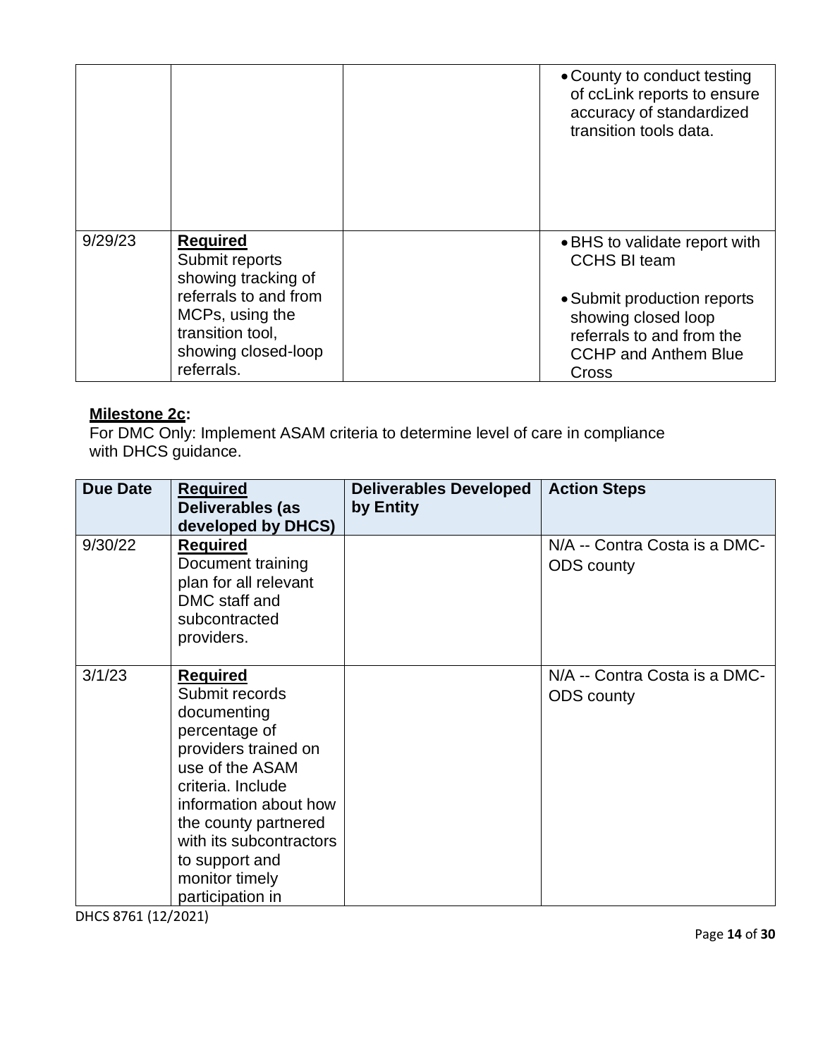| | | | |
|---|---|---|---|
| | | | • County to conduct testing of ccLink reports to ensure accuracy of standardized transition tools data. |
| 9/29/23 | **Required** Submit reports showing tracking of referrals to and from MCPs, using the transition tool, showing closed-loop referrals. | | • BHS to validate report with CCHS BI team<br>• Submit production reports showing closed loop referrals to and from the CCHP and Anthem Blue Cross |

**Milestone 2c:**
For DMC Only: Implement ASAM criteria to determine level of care in compliance with DHCS guidance.

| Due Date | Required Deliverables (as developed by DHCS) | Deliverables Developed by Entity | Action Steps |
|---|---|---|---|
| 9/30/22 | **Required** Document training plan for all relevant DMC staff and subcontracted providers. | | N/A -- Contra Costa is a DMC-ODS county |
| 3/1/23 | **Required** Submit records documenting percentage of providers trained on use of the ASAM criteria. Include information about how the county partnered with its subcontractors to support and monitor timely participation in | | N/A -- Contra Costa is a DMC-ODS county |

DHCS 8761 (12/2021)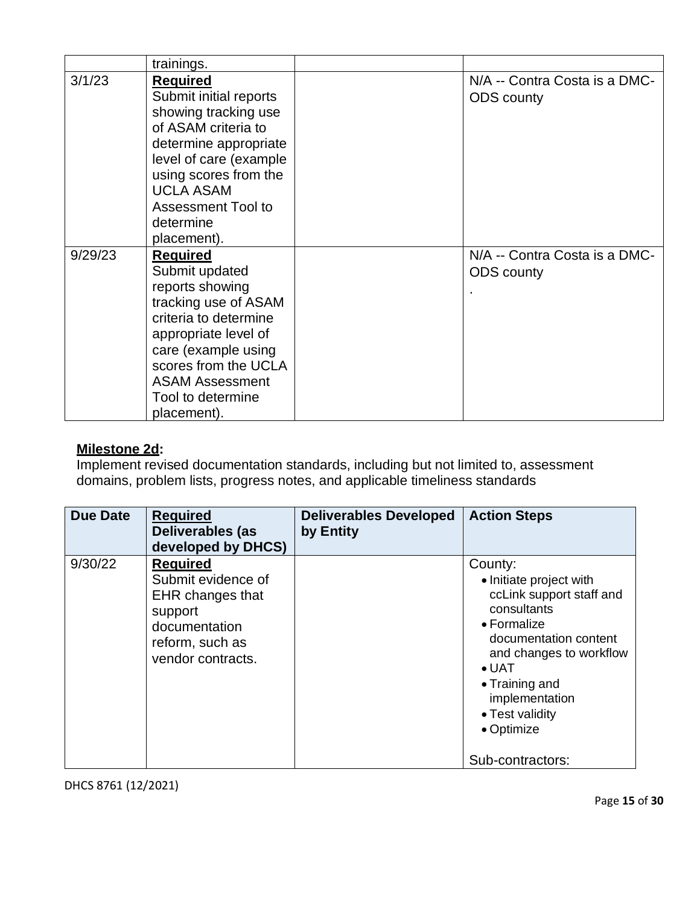| | | | |
|---|---|---|---|
| | trainings. | | |
| 3/1/23 | **Required** Submit initial reports showing tracking use of ASAM criteria to determine appropriate level of care (example using scores from the UCLA ASAM Assessment Tool to determine placement). | | N/A -- Contra Costa is a DMC-ODS county |
| 9/29/23 | **Required** Submit updated reports showing tracking use of ASAM criteria to determine appropriate level of care (example using scores from the UCLA ASAM Assessment Tool to determine placement). | | N/A -- Contra Costa is a DMC-ODS county . |

**Milestone 2d:**

Implement revised documentation standards, including but not limited to, assessment domains, problem lists, progress notes, and applicable timeliness standards

| Due Date | Required Deliverables (as developed by DHCS) | Deliverables Developed by Entity | Action Steps |
|---|---|---|---|
| 9/30/22 | **Required** Submit evidence of EHR changes that support documentation reform, such as vendor contracts. | | County:<br>• Initiate project with ccLink support staff and consultants<br>• Formalize documentation content and changes to workflow<br>• UAT<br>• Training and implementation<br>• Test validity<br>• Optimize<br><br>Sub-contractors: |

DHCS 8761 (12/2021)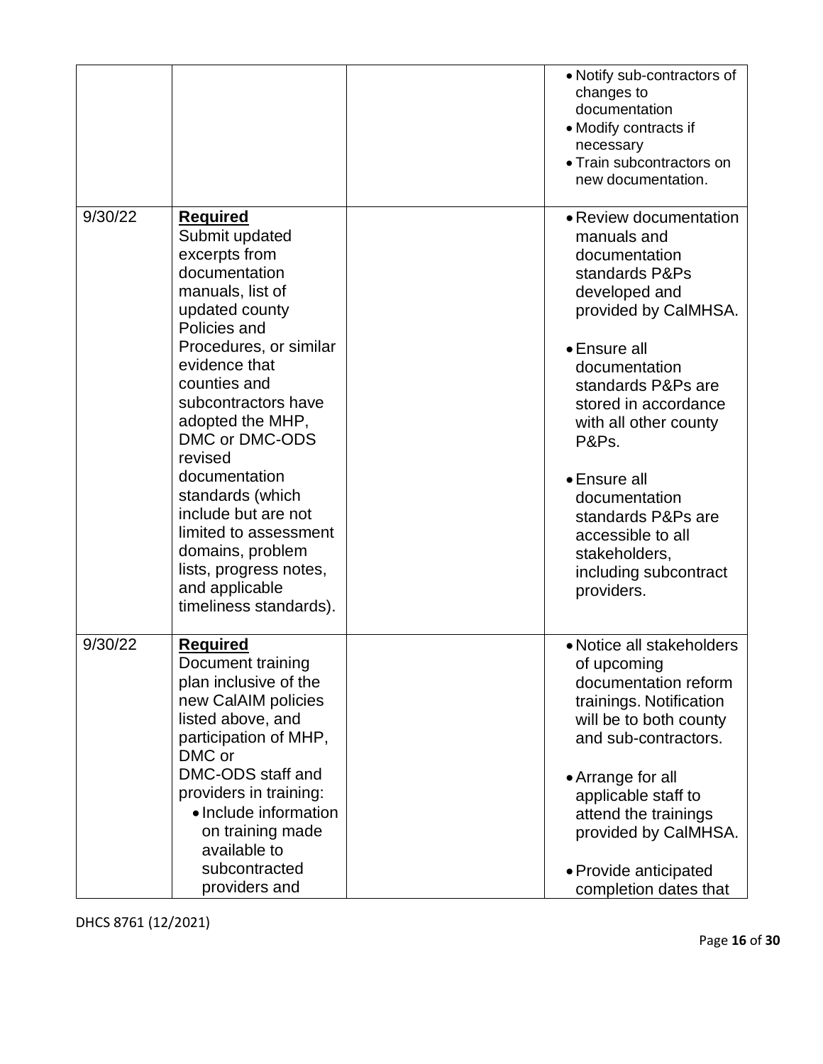| | | | |
|---|---|---|---|
| | | | • Notify sub-contractors of changes to documentation<br>• Modify contracts if necessary<br>• Train subcontractors on new documentation. |
| 9/30/22 | **Required**<br>Submit updated excerpts from documentation manuals, list of updated county Policies and Procedures, or similar evidence that counties and subcontractors have adopted the MHP, DMC or DMC-ODS revised documentation standards (which include but are not limited to assessment domains, problem lists, progress notes, and applicable timeliness standards). | | • Review documentation manuals and documentation standards P&Ps developed and provided by CalMHSA.<br>• Ensure all documentation standards P&Ps are stored in accordance with all other county P&Ps.<br>• Ensure all documentation standards P&Ps are accessible to all stakeholders, including subcontract providers. |
| 9/30/22 | **Required**<br>Document training plan inclusive of the new CalAIM policies listed above, and participation of MHP, DMC or DMC-ODS staff and providers in training:<br>• Include information on training made available to subcontracted providers and | | • Notice all stakeholders of upcoming documentation reform trainings. Notification will be to both county and sub-contractors.<br>• Arrange for all applicable staff to attend the trainings provided by CalMHSA.<br>• Provide anticipated completion dates that |

DHCS 8761 (12/2021)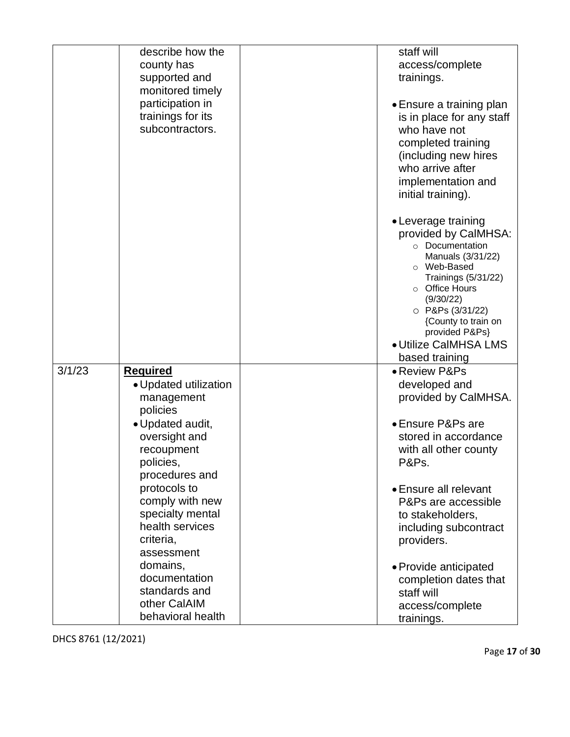| | | | |
|---|---|---|---|
| | describe how the county has supported and monitored timely participation in trainings for its subcontractors. | | staff will access/complete trainings.<br><br>• Ensure a training plan is in place for any staff who have not completed training (including new hires who arrive after implementation and initial training).<br><br>• Leverage training provided by CalMHSA:<br>  ○ Documentation Manuals (3/31/22)<br>  ○ Web-Based Trainings (5/31/22)<br>  ○ Office Hours (9/30/22)<br>  ○ P&Ps (3/31/22) {County to train on provided P&Ps}<br>• Utilize CalMHSA LMS based training |
| 3/1/23 | **Required**<br>• Updated utilization management policies<br>• Updated audit, oversight and recoupment policies, procedures and protocols to comply with new specialty mental health services criteria, assessment domains, documentation standards and other CalAIM behavioral health | | • Review P&Ps developed and provided by CalMHSA.<br><br>• Ensure P&Ps are stored in accordance with all other county P&Ps.<br><br>• Ensure all relevant P&Ps are accessible to stakeholders, including subcontract providers.<br><br>• Provide anticipated completion dates that staff will access/complete trainings. |

DHCS 8761 (12/2021)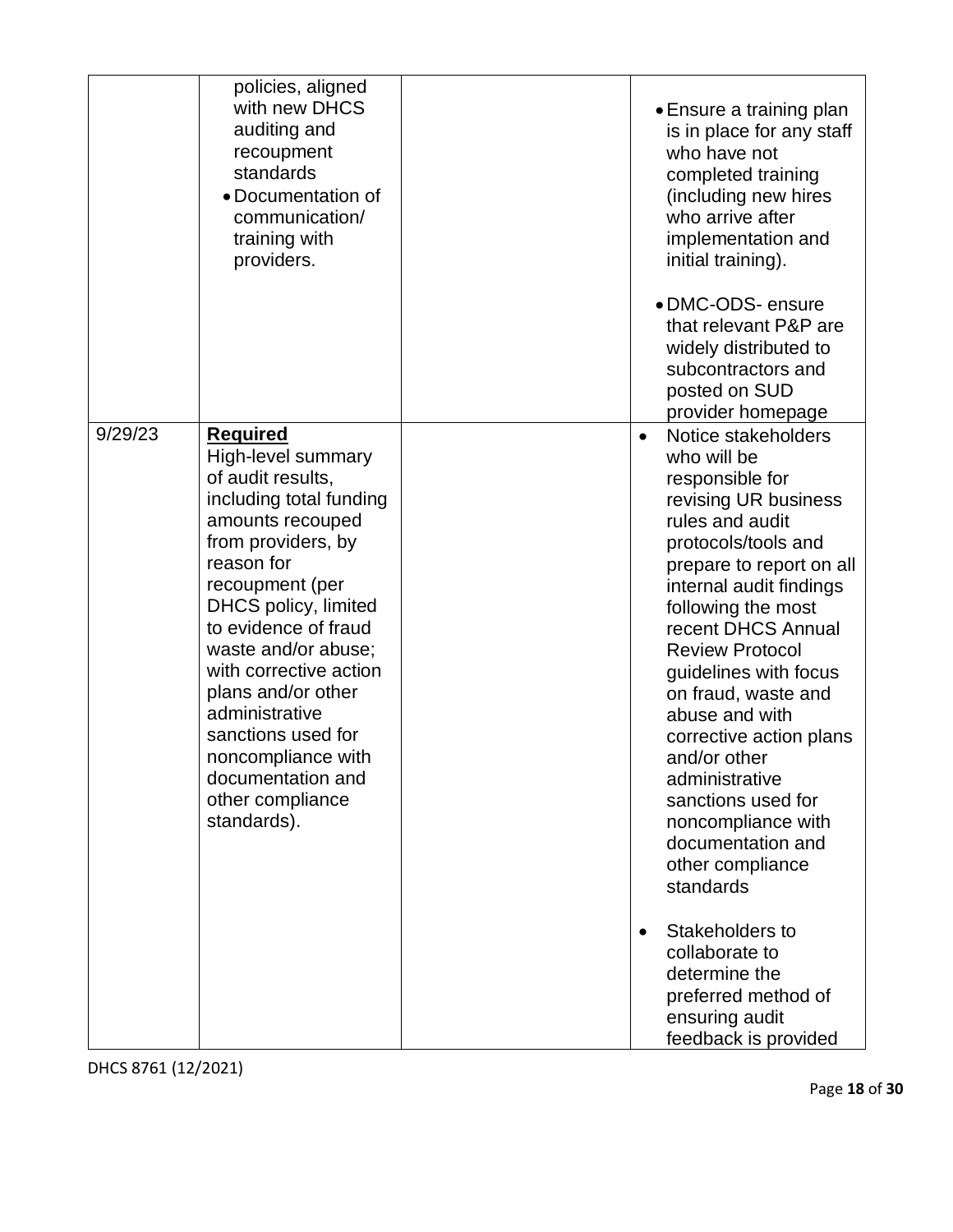| | | | |
|---|---|---|---|
| | policies, aligned with new DHCS auditing and recoupment standards<br>• Documentation of communication/ training with providers. | | • Ensure a training plan is in place for any staff who have not completed training (including new hires who arrive after implementation and initial training).<br><br>• DMC-ODS- ensure that relevant P&P are widely distributed to subcontractors and posted on SUD provider homepage |
| 9/29/23 | **Required**<br>High-level summary of audit results, including total funding amounts recouped from providers, by reason for recoupment (per DHCS policy, limited to evidence of fraud waste and/or abuse; with corrective action plans and/or other administrative sanctions used for noncompliance with documentation and other compliance standards). | | • Notice stakeholders who will be responsible for revising UR business rules and audit protocols/tools and prepare to report on all internal audit findings following the most recent DHCS Annual Review Protocol guidelines with focus on fraud, waste and abuse and with corrective action plans and/or other administrative sanctions used for noncompliance with documentation and other compliance standards<br><br>• Stakeholders to collaborate to determine the preferred method of ensuring audit feedback is provided |

DHCS 8761 (12/2021)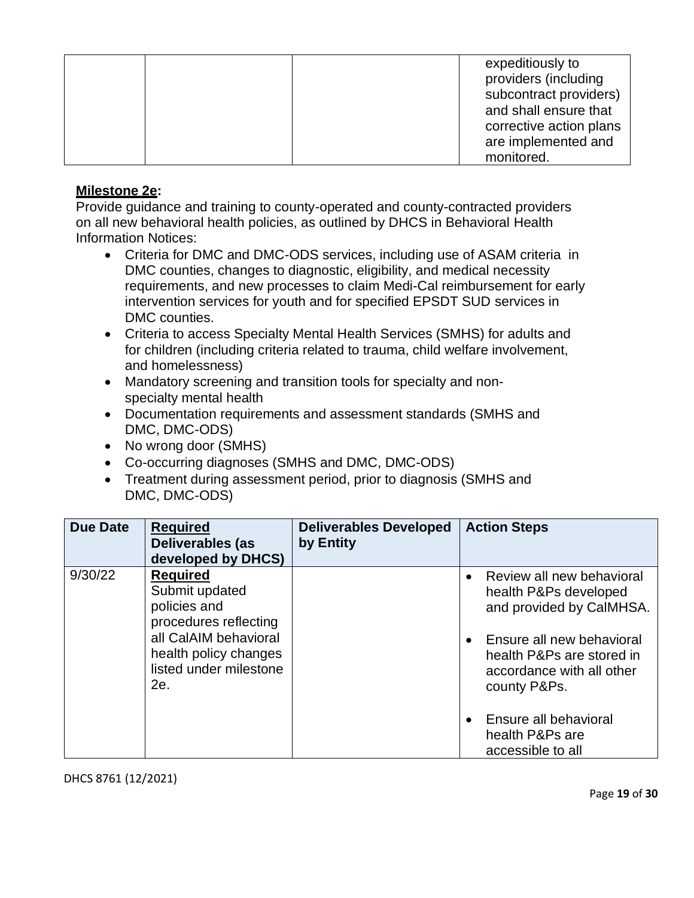| | | | |
|---|---|---|---|
| | | | expeditiously to providers (including subcontract providers) and shall ensure that corrective action plans are implemented and monitored. |

**Milestone 2e:**

Provide guidance and training to county-operated and county-contracted providers on all new behavioral health policies, as outlined by DHCS in Behavioral Health Information Notices:

- Criteria for DMC and DMC-ODS services, including use of ASAM criteria in DMC counties, changes to diagnostic, eligibility, and medical necessity requirements, and new processes to claim Medi-Cal reimbursement for early intervention services for youth and for specified EPSDT SUD services in DMC counties.
- Criteria to access Specialty Mental Health Services (SMHS) for adults and for children (including criteria related to trauma, child welfare involvement, and homelessness)
- Mandatory screening and transition tools for specialty and non-specialty mental health
- Documentation requirements and assessment standards (SMHS and DMC, DMC-ODS)
- No wrong door (SMHS)
- Co-occurring diagnoses (SMHS and DMC, DMC-ODS)
- Treatment during assessment period, prior to diagnosis (SMHS and DMC, DMC-ODS)

| Due Date | Required Deliverables (as developed by DHCS) | Deliverables Developed by Entity | Action Steps |
|---|---|---|---|
| 9/30/22 | **Required** Submit updated policies and procedures reflecting all CalAIM behavioral health policy changes listed under milestone 2e. | | • Review all new behavioral health P&Ps developed and provided by CalMHSA. • Ensure all new behavioral health P&Ps are stored in accordance with all other county P&Ps. • Ensure all behavioral health P&Ps are accessible to all |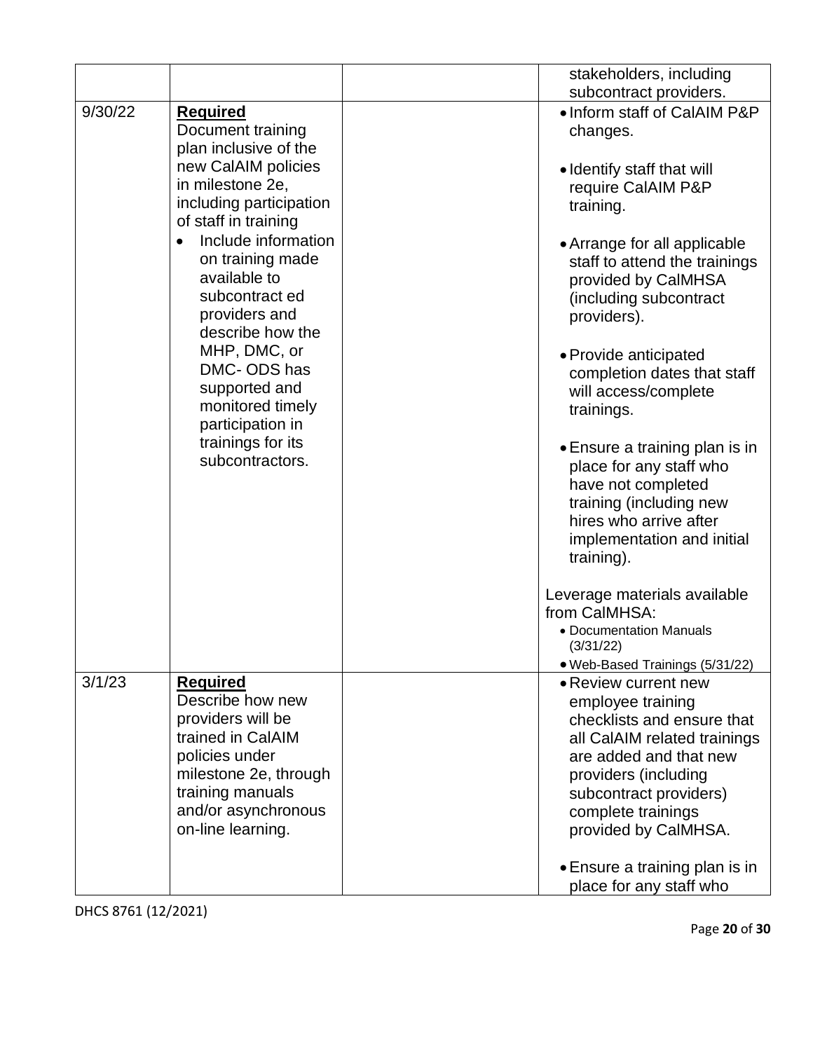| | | | |
|---|---|---|---|
| | | | stakeholders, including subcontract providers. |
| 9/30/22 | **Required**<br>Document training plan inclusive of the new CalAIM policies in milestone 2e, including participation of staff in training<br>• Include information on training made available to subcontract ed providers and describe how the MHP, DMC, or DMC- ODS has supported and monitored timely participation in trainings for its subcontractors. | | • Inform staff of CalAIM P&P changes.<br><br>• Identify staff that will require CalAIM P&P training.<br><br>• Arrange for all applicable staff to attend the trainings provided by CalMHSA (including subcontract providers).<br><br>• Provide anticipated completion dates that staff will access/complete trainings.<br><br>• Ensure a training plan is in place for any staff who have not completed training (including new hires who arrive after implementation and initial training).<br><br>Leverage materials available from CalMHSA:<br>• Documentation Manuals (3/31/22)<br>• Web-Based Trainings (5/31/22) |
| 3/1/23 | **Required**<br>Describe how new providers will be trained in CalAIM policies under milestone 2e, through training manuals and/or asynchronous on-line learning. | | • Review current new employee training checklists and ensure that all CalAIM related trainings are added and that new providers (including subcontract providers) complete trainings provided by CalMHSA.<br><br>• Ensure a training plan is in place for any staff who |

DHCS 8761 (12/2021)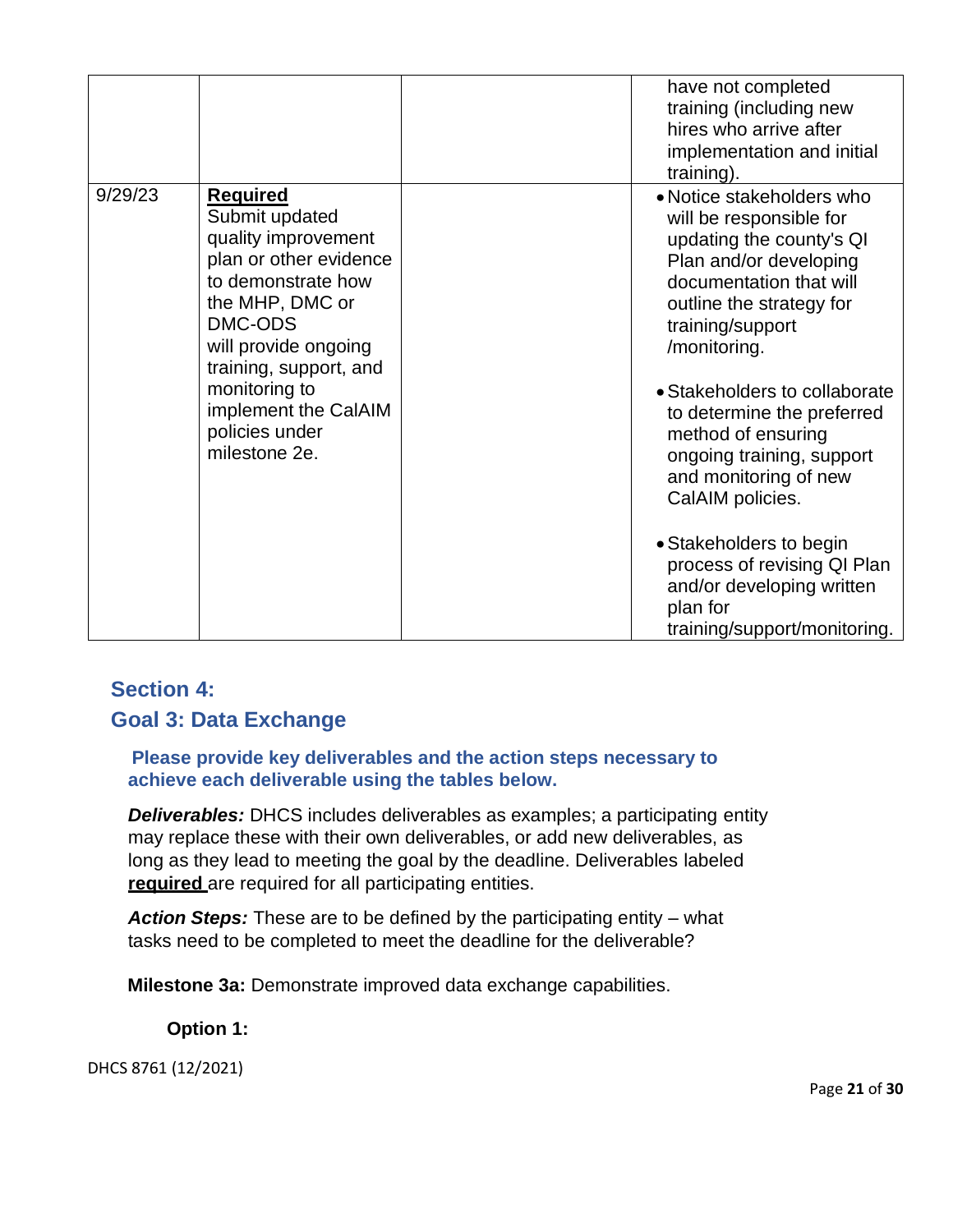| | | | |
|---|---|---|---|
| | | | have not completed training (including new hires who arrive after implementation and initial training). |
| 9/29/23 | **Required** Submit updated quality improvement plan or other evidence to demonstrate how the MHP, DMC or DMC-ODS will provide ongoing training, support, and monitoring to implement the CalAIM policies under milestone 2e. | | • Notice stakeholders who will be responsible for updating the county's QI Plan and/or developing documentation that will outline the strategy for training/support /monitoring.<br><br>• Stakeholders to collaborate to determine the preferred method of ensuring ongoing training, support and monitoring of new CalAIM policies.<br><br>• Stakeholders to begin process of revising QI Plan and/or developing written plan for training/support/monitoring. |

## Section 4:
## Goal 3: Data Exchange

### Please provide key deliverables and the action steps necessary to achieve each deliverable using the tables below.

***Deliverables:*** DHCS includes deliverables as examples; a participating entity may replace these with their own deliverables, or add new deliverables, as long as they lead to meeting the goal by the deadline. Deliverables labeled **required** are required for all participating entities.

***Action Steps:*** These are to be defined by the participating entity – what tasks need to be completed to meet the deadline for the deliverable?

**Milestone 3a:** Demonstrate improved data exchange capabilities.

**Option 1:**

DHCS 8761 (12/2021)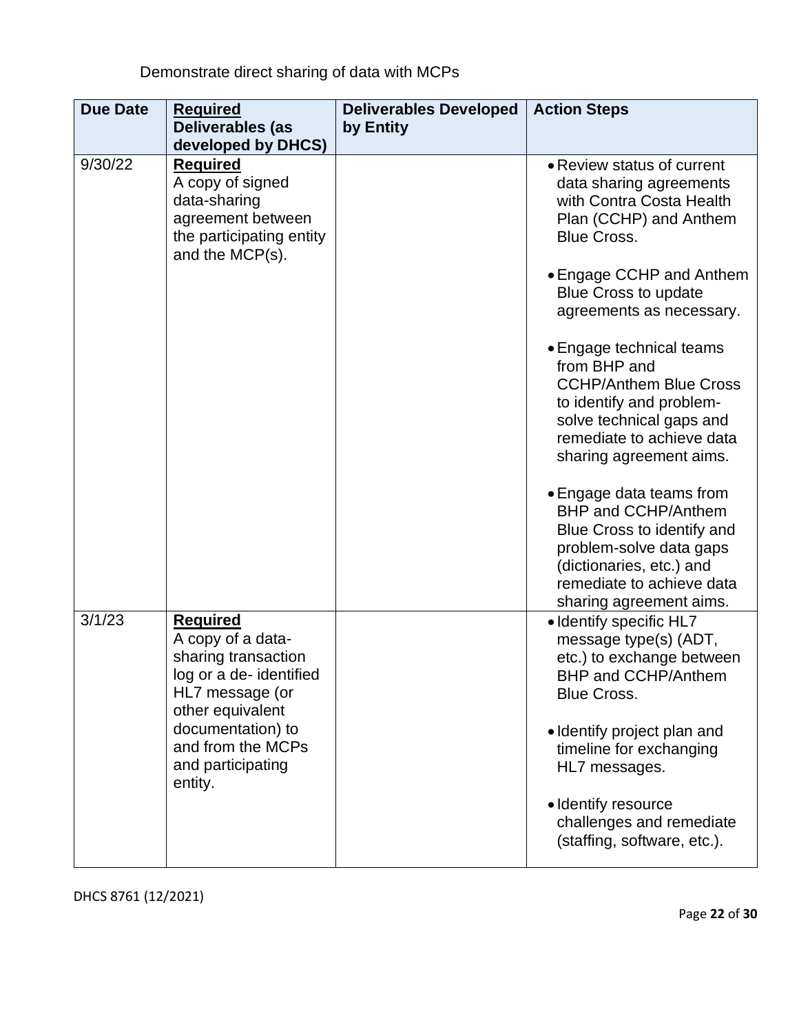Demonstrate direct sharing of data with MCPs

| Due Date | Required Deliverables (as developed by DHCS) | Deliverables Developed by Entity | Action Steps |
|---|---|---|---|
| 9/30/22 | **Required**<br>A copy of signed data-sharing agreement between the participating entity and the MCP(s). | | • Review status of current data sharing agreements with Contra Costa Health Plan (CCHP) and Anthem Blue Cross.<br>• Engage CCHP and Anthem Blue Cross to update agreements as necessary.<br>• Engage technical teams from BHP and CCHP/Anthem Blue Cross to identify and problem-solve technical gaps and remediate to achieve data sharing agreement aims.<br>• Engage data teams from BHP and CCHP/Anthem Blue Cross to identify and problem-solve data gaps (dictionaries, etc.) and remediate to achieve data sharing agreement aims. |
| 3/1/23 | **Required**<br>A copy of a data-sharing transaction log or a de- identified HL7 message (or other equivalent documentation) to and from the MCPs and participating entity. | | • Identify specific HL7 message type(s) (ADT, etc.) to exchange between BHP and CCHP/Anthem Blue Cross.<br>• Identify project plan and timeline for exchanging HL7 messages.<br>• Identify resource challenges and remediate (staffing, software, etc.). |

DHCS 8761 (12/2021)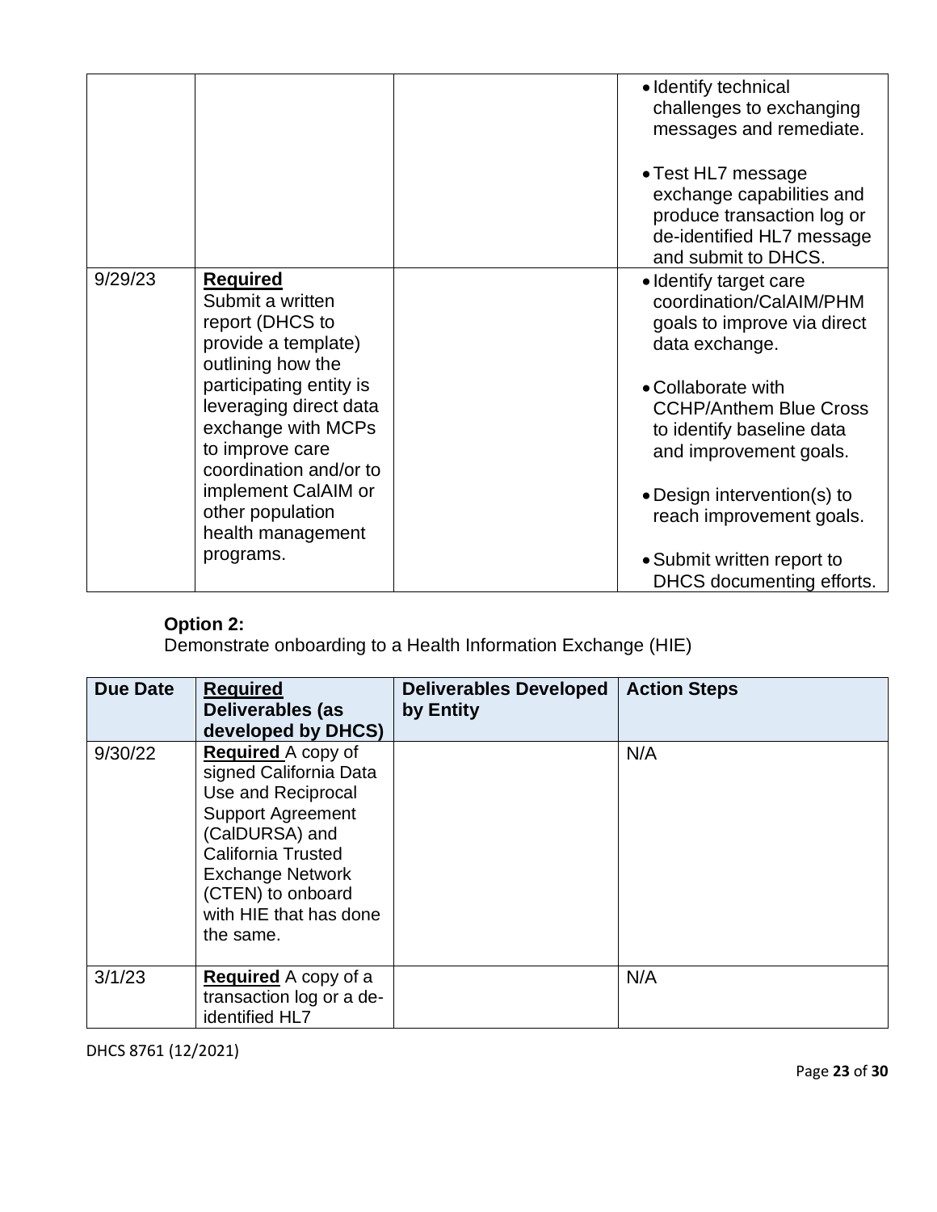| | | | |
|---|---|---|---|
| | | | • Identify technical challenges to exchanging messages and remediate.<br><br>• Test HL7 message exchange capabilities and produce transaction log or de-identified HL7 message and submit to DHCS. |
| 9/29/23 | **Required**<br>Submit a written report (DHCS to provide a template) outlining how the participating entity is leveraging direct data exchange with MCPs to improve care coordination and/or to implement CalAIM or other population health management programs. | | • Identify target care coordination/CalAIM/PHM goals to improve via direct data exchange.<br><br>• Collaborate with CCHP/Anthem Blue Cross to identify baseline data and improvement goals.<br><br>• Design intervention(s) to reach improvement goals.<br><br>• Submit written report to DHCS documenting efforts. |

**Option 2:**
Demonstrate onboarding to a Health Information Exchange (HIE)

| Due Date | Required Deliverables (as developed by DHCS) | Deliverables Developed by Entity | Action Steps |
|---|---|---|---|
| 9/30/22 | **Required** A copy of signed California Data Use and Reciprocal Support Agreement (CalDURSA) and California Trusted Exchange Network (CTEN) to onboard with HIE that has done the same. | | N/A |
| 3/1/23 | **Required** A copy of a transaction log or a de-identified HL7 | | N/A |

DHCS 8761 (12/2021)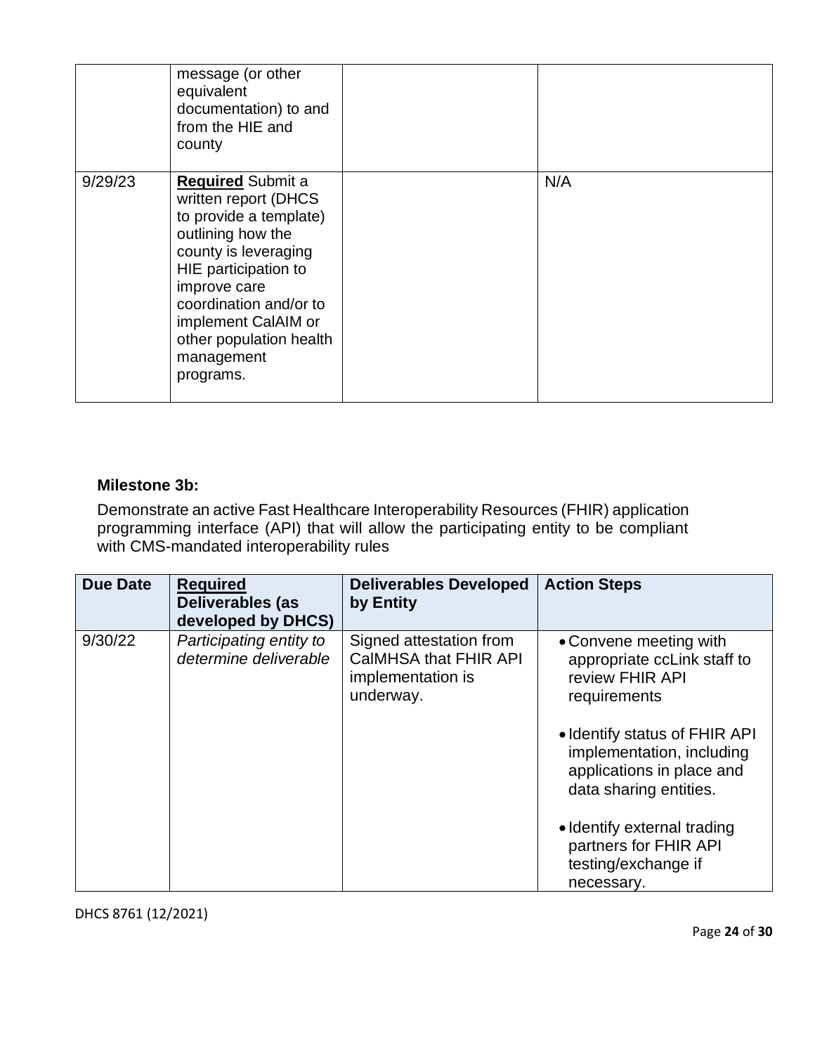| | | | |
|---|---|---|---|
| | message (or other equivalent documentation) to and from the HIE and county | | |
| 9/29/23 | **Required** Submit a written report (DHCS to provide a template) outlining how the county is leveraging HIE participation to improve care coordination and/or to implement CalAIM or other population health management programs. | | N/A |

**Milestone 3b:**

Demonstrate an active Fast Healthcare Interoperability Resources (FHIR) application programming interface (API) that will allow the participating entity to be compliant with CMS-mandated interoperability rules

| Due Date | Required Deliverables (as developed by DHCS) | Deliverables Developed by Entity | Action Steps |
|---|---|---|---|
| 9/30/22 | *Participating entity to determine deliverable* | Signed attestation from CalMHSA that FHIR API implementation is underway. | • Convene meeting with appropriate ccLink staff to review FHIR API requirements<br>• Identify status of FHIR API implementation, including applications in place and data sharing entities.<br>• Identify external trading partners for FHIR API testing/exchange if necessary. |

DHCS 8761 (12/2021)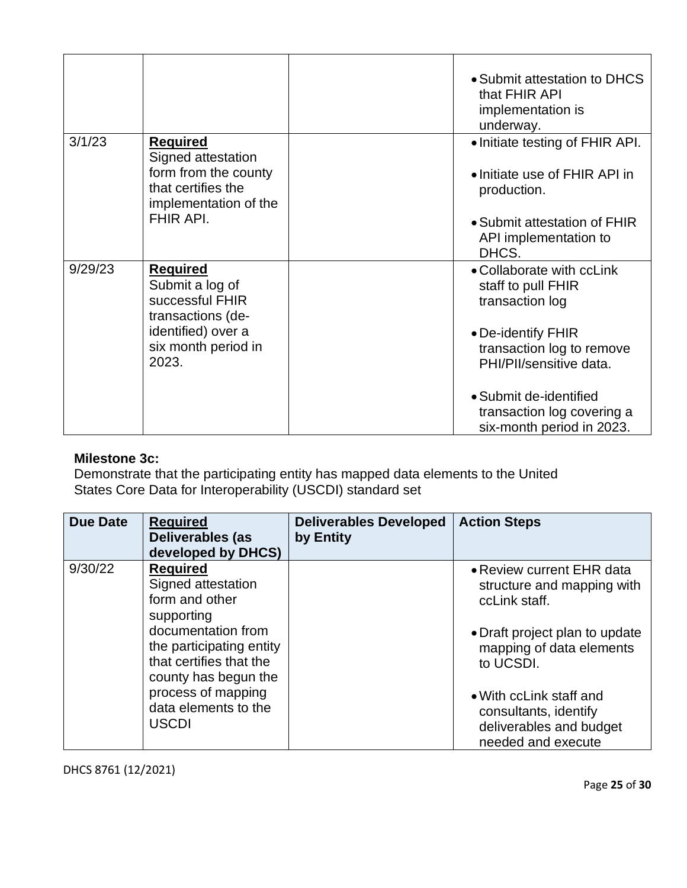| | | | |
|---|---|---|---|
| | | | • Submit attestation to DHCS that FHIR API implementation is underway. |
| 3/1/23 | **Required**<br>Signed attestation form from the county that certifies the implementation of the FHIR API. | | • Initiate testing of FHIR API.<br><br>• Initiate use of FHIR API in production.<br><br>• Submit attestation of FHIR API implementation to DHCS. |
| 9/29/23 | **Required**<br>Submit a log of successful FHIR transactions (de-identified) over a six month period in 2023. | | • Collaborate with ccLink staff to pull FHIR transaction log<br><br>• De-identify FHIR transaction log to remove PHI/PII/sensitive data.<br><br>• Submit de-identified transaction log covering a six-month period in 2023. |

**Milestone 3c:**
Demonstrate that the participating entity has mapped data elements to the United States Core Data for Interoperability (USCDI) standard set

| Due Date | Required Deliverables (as developed by DHCS) | Deliverables Developed by Entity | Action Steps |
|---|---|---|---|
| 9/30/22 | **Required**<br>Signed attestation form and other supporting documentation from the participating entity that certifies that the county has begun the process of mapping data elements to the USCDI | | • Review current EHR data structure and mapping with ccLink staff.<br><br>• Draft project plan to update mapping of data elements to UCSDI.<br><br>• With ccLink staff and consultants, identify deliverables and budget needed and execute |

DHCS 8761 (12/2021)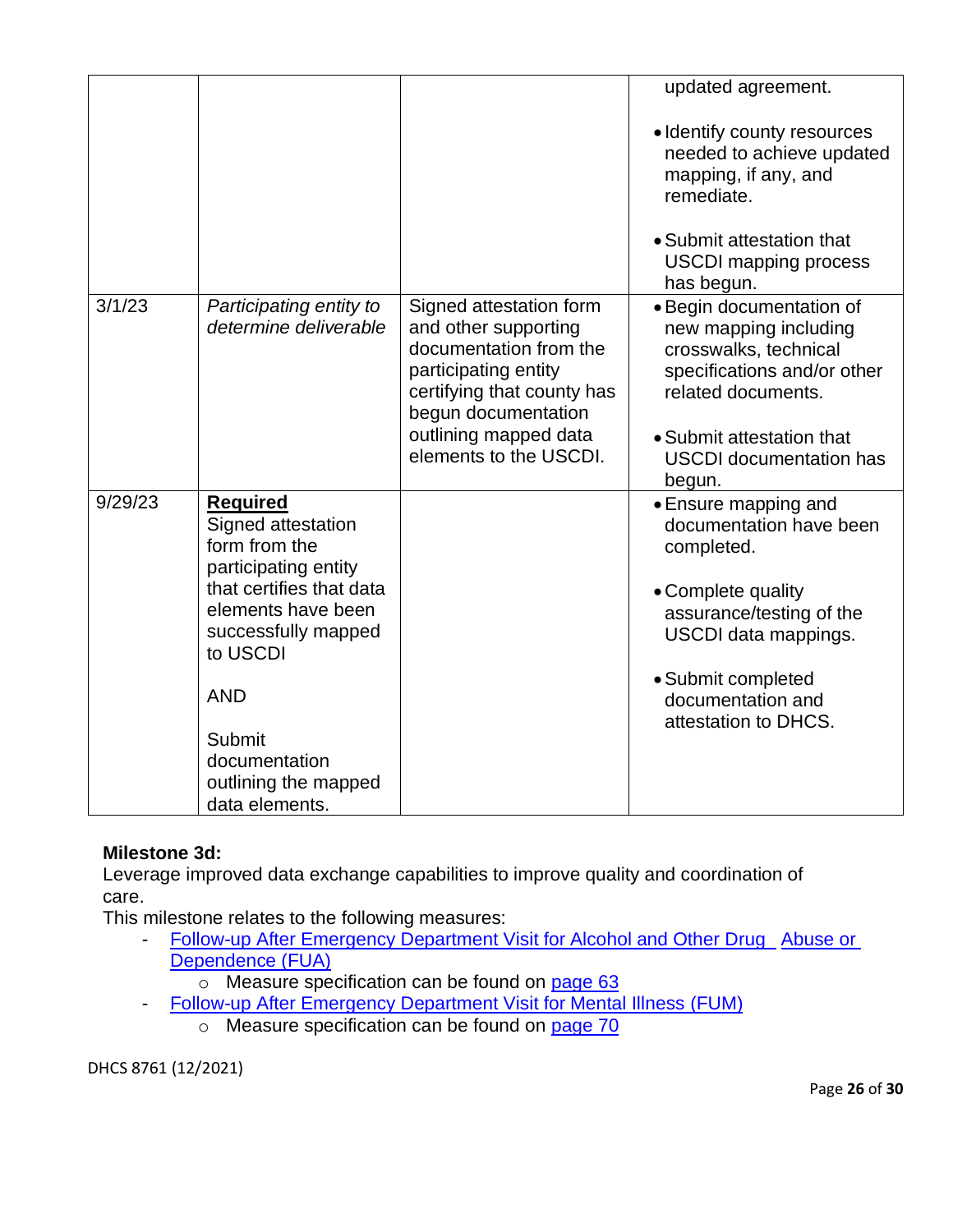| | | | |
|---|---|---|---|
| | | | updated agreement.<br><br>• Identify county resources needed to achieve updated mapping, if any, and remediate.<br><br>• Submit attestation that USCDI mapping process has begun. |
| 3/1/23 | *Participating entity to determine deliverable* | Signed attestation form and other supporting documentation from the participating entity certifying that county has begun documentation outlining mapped data elements to the USCDI. | • Begin documentation of new mapping including crosswalks, technical specifications and/or other related documents.<br><br>• Submit attestation that USCDI documentation has begun. |
| 9/29/23 | **<u>Required</u>**<br>Signed attestation form from the participating entity that certifies that data elements have been successfully mapped to USCDI<br><br>AND<br><br>Submit documentation outlining the mapped data elements. | | • Ensure mapping and documentation have been completed.<br><br>• Complete quality assurance/testing of the USCDI data mappings.<br><br>• Submit completed documentation and attestation to DHCS. |

**Milestone 3d:**
Leverage improved data exchange capabilities to improve quality and coordination of care.
This milestone relates to the following measures:

- Follow-up After Emergency Department Visit for Alcohol and Other Drug Abuse or Dependence (FUA)
    - Measure specification can be found on page 63
- Follow-up After Emergency Department Visit for Mental Illness (FUM)
    - Measure specification can be found on page 70

DHCS 8761 (12/2021)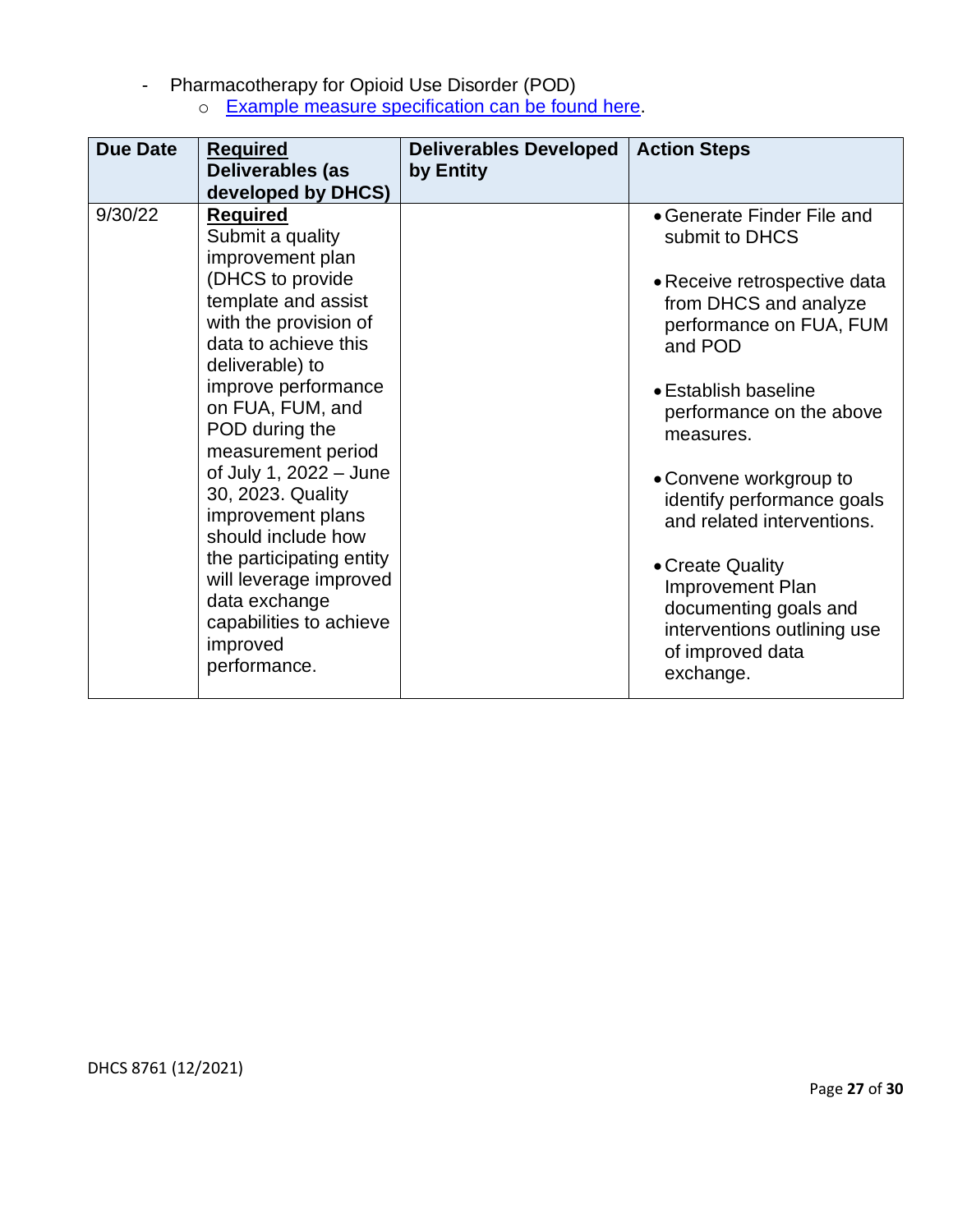- Pharmacotherapy for Opioid Use Disorder (POD)
    - Example measure specification can be found here.

| Due Date | **Required** Deliverables (as developed by DHCS) | Deliverables Developed by Entity | Action Steps |
|---|---|---|---|
| 9/30/22 | **Required** Submit a quality improvement plan (DHCS to provide template and assist with the provision of data to achieve this deliverable) to improve performance on FUA, FUM, and POD during the measurement period of July 1, 2022 – June 30, 2023. Quality improvement plans should include how the participating entity will leverage improved data exchange capabilities to achieve improved performance. | | • Generate Finder File and submit to DHCS<br><br>• Receive retrospective data from DHCS and analyze performance on FUA, FUM and POD<br><br>• Establish baseline performance on the above measures.<br><br>• Convene workgroup to identify performance goals and related interventions.<br><br>• Create Quality Improvement Plan documenting goals and interventions outlining use of improved data exchange. |

DHCS 8761 (12/2021)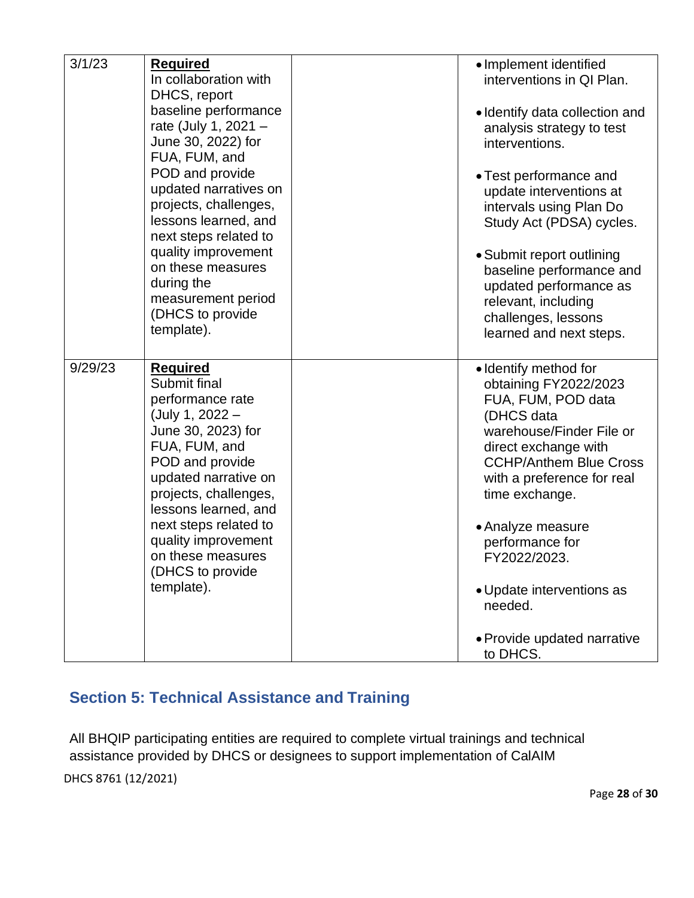| | | | |
|---|---|---|---|
| 3/1/23 | **Required**<br>In collaboration with DHCS, report baseline performance rate (July 1, 2021 – June 30, 2022) for FUA, FUM, and POD and provide updated narratives on projects, challenges, lessons learned, and next steps related to quality improvement on these measures during the measurement period (DHCS to provide template). | | • Implement identified interventions in QI Plan.<br><br>• Identify data collection and analysis strategy to test interventions.<br><br>• Test performance and update interventions at intervals using Plan Do Study Act (PDSA) cycles.<br><br>• Submit report outlining baseline performance and updated performance as relevant, including challenges, lessons learned and next steps. |
| 9/29/23 | **Required**<br>Submit final performance rate (July 1, 2022 – June 30, 2023) for FUA, FUM, and POD and provide updated narrative on projects, challenges, lessons learned, and next steps related to quality improvement on these measures (DHCS to provide template). | | • Identify method for obtaining FY2022/2023 FUA, FUM, POD data (DHCS data warehouse/Finder File or direct exchange with CCHP/Anthem Blue Cross with a preference for real time exchange.<br><br>• Analyze measure performance for FY2022/2023.<br><br>• Update interventions as needed.<br><br>• Provide updated narrative to DHCS. |

## Section 5: Technical Assistance and Training

All BHQIP participating entities are required to complete virtual trainings and technical assistance provided by DHCS or designees to support implementation of CalAIM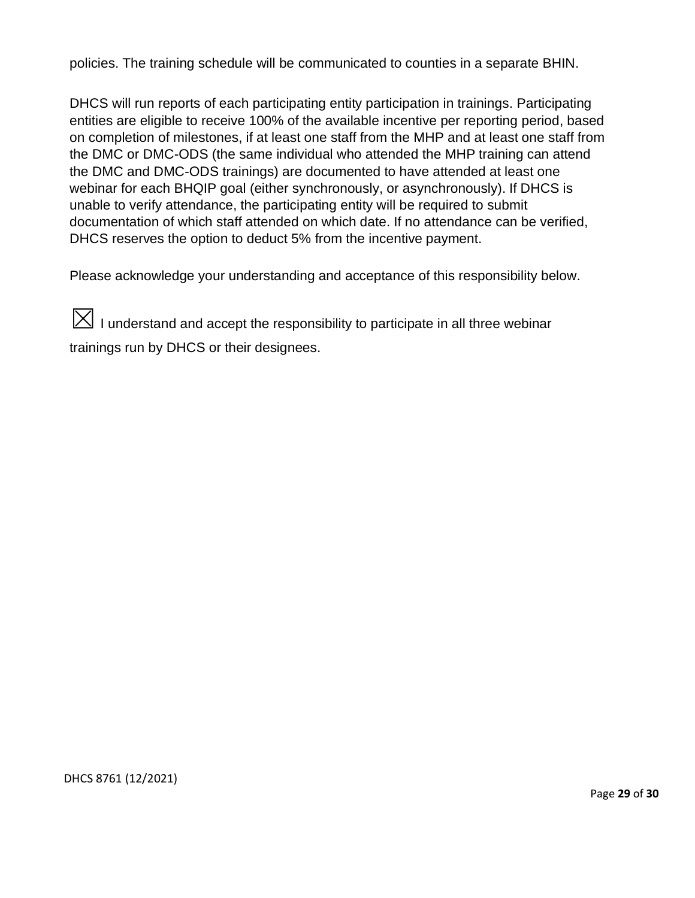policies. The training schedule will be communicated to counties in a separate BHIN.

DHCS will run reports of each participating entity participation in trainings. Participating entities are eligible to receive 100% of the available incentive per reporting period, based on completion of milestones, if at least one staff from the MHP and at least one staff from the DMC or DMC-ODS (the same individual who attended the MHP training can attend the DMC and DMC-ODS trainings) are documented to have attended at least one webinar for each BHQIP goal (either synchronously, or asynchronously). If DHCS is unable to verify attendance, the participating entity will be required to submit documentation of which staff attended on which date. If no attendance can be verified, DHCS reserves the option to deduct 5% from the incentive payment.

Please acknowledge your understanding and acceptance of this responsibility below.

☒ I understand and accept the responsibility to participate in all three webinar trainings run by DHCS or their designees.

DHCS 8761 (12/2021)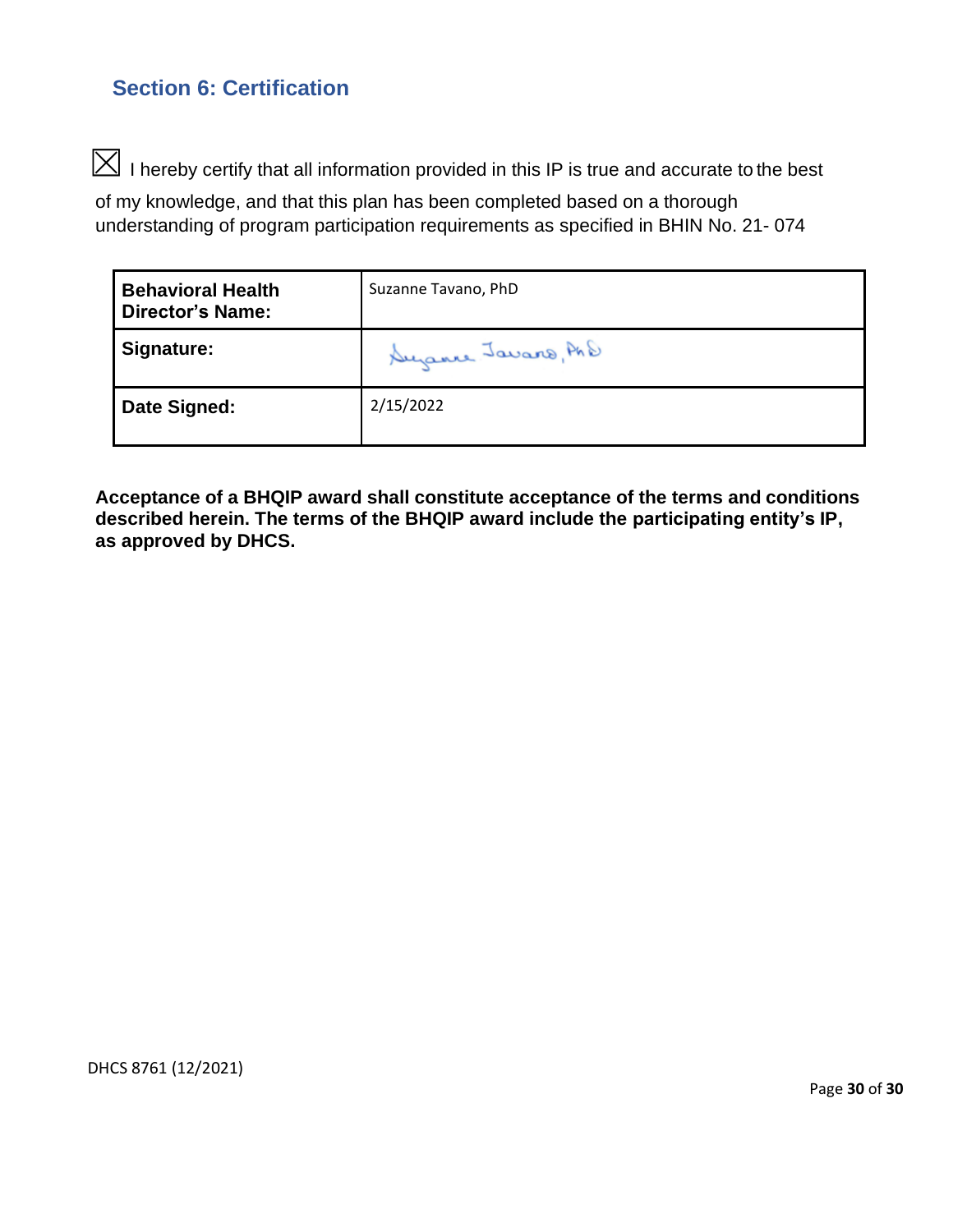## Section 6: Certification

☒ I hereby certify that all information provided in this IP is true and accurate to the best of my knowledge, and that this plan has been completed based on a thorough understanding of program participation requirements as specified in BHIN No. 21- 074

| | |
|---|---|
| **Behavioral Health Director's Name:** | Suzanne Tavano, PhD |
| **Signature:** | Suzanne Tavano, PhD |
| **Date Signed:** | 2/15/2022 |

**Acceptance of a BHQIP award shall constitute acceptance of the terms and conditions described herein. The terms of the BHQIP award include the participating entity's IP, as approved by DHCS.**

DHCS 8761 (12/2021)